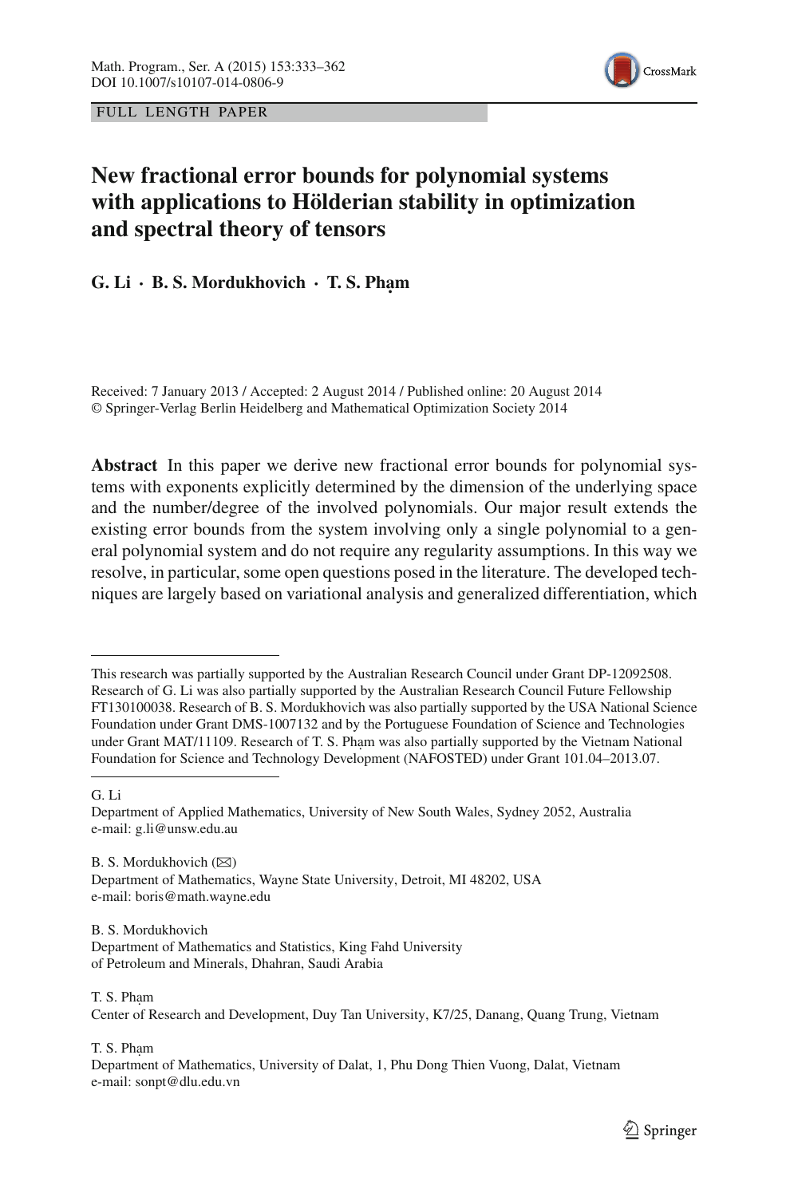FULL LENGTH PAPER

# New fractional error bounds for polynomial systems with applications to Hölderian stability in optimization and spectral theory of tensors

**G. Li · B. S. Mordukhovich · T. S. Phạm**

Received: 7 January 2013 / Accepted: 2 August 2014 / Published online: 20 August 2014
© Springer-Verlag Berlin Heidelberg and Mathematical Optimization Society 2014

**Abstract** In this paper we derive new fractional error bounds for polynomial systems with exponents explicitly determined by the dimension of the underlying space and the number/degree of the involved polynomials. Our major result extends the existing error bounds from the system involving only a single polynomial to a general polynomial system and do not require any regularity assumptions. In this way we resolve, in particular, some open questions posed in the literature. The developed techniques are largely based on variational analysis and generalized differentiation, which

---

This research was partially supported by the Australian Research Council under Grant DP-12092508. Research of G. Li was also partially supported by the Australian Research Council Future Fellowship FT130100038. Research of B. S. Mordukhovich was also partially supported by the USA National Science Foundation under Grant DMS-1007132 and by the Portuguese Foundation of Science and Technologies under Grant MAT/11109. Research of T. S. Phạm was also partially supported by the Vietnam National Foundation for Science and Technology Development (NAFOSTED) under Grant 101.04–2013.07.

---

G. Li
Department of Applied Mathematics, University of New South Wales, Sydney 2052, Australia
e-mail: g.li@unsw.edu.au

B. S. Mordukhovich (✉)
Department of Mathematics, Wayne State University, Detroit, MI 48202, USA
e-mail: boris@math.wayne.edu

B. S. Mordukhovich
Department of Mathematics and Statistics, King Fahd University of Petroleum and Minerals, Dhahran, Saudi Arabia

T. S. Phạm
Center of Research and Development, Duy Tan University, K7/25, Danang, Quang Trung, Vietnam

T. S. Phạm
Department of Mathematics, University of Dalat, 1, Phu Dong Thien Vuong, Dalat, Vietnam
e-mail: sonpt@dlu.edu.vn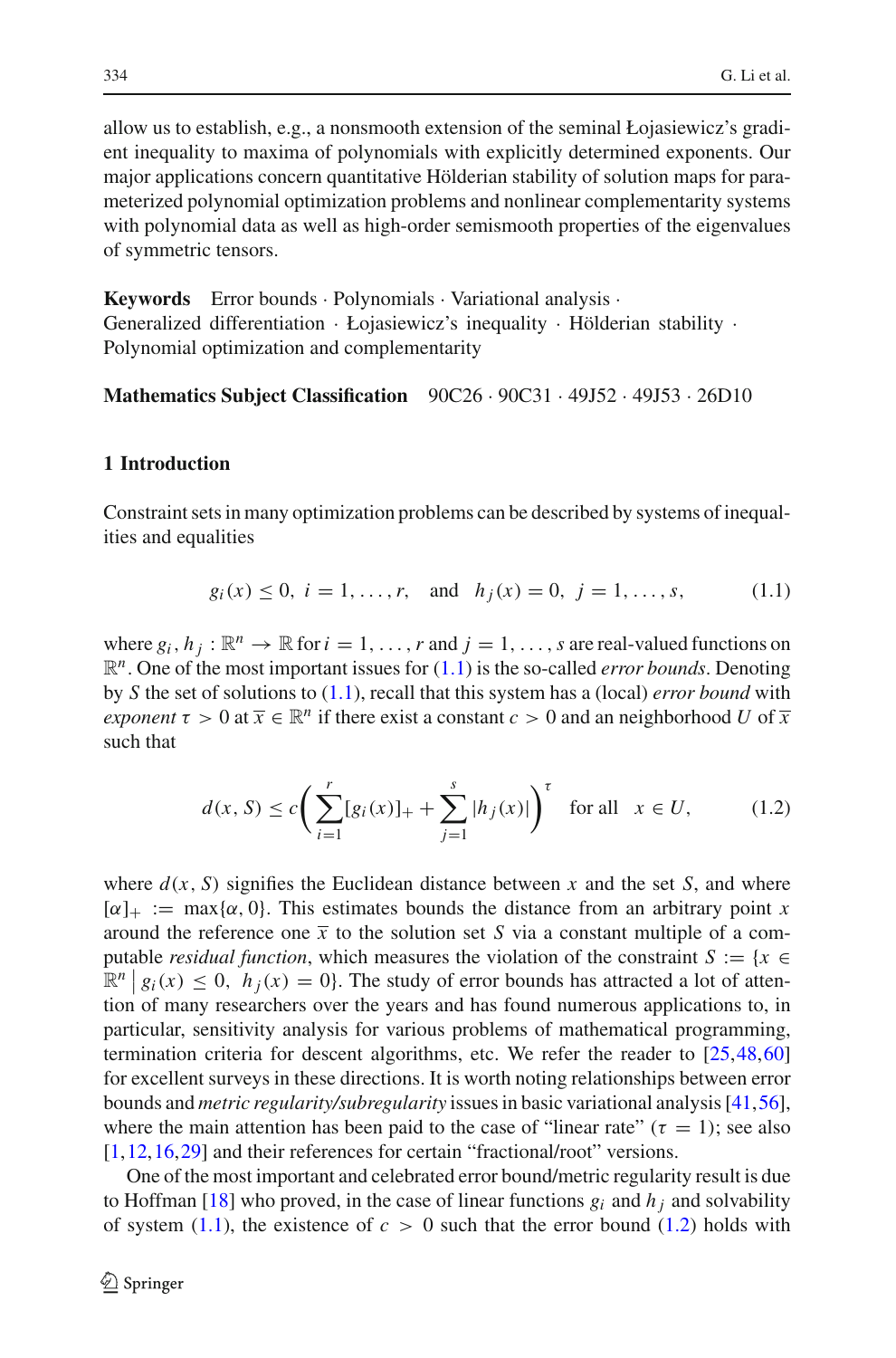allow us to establish, e.g., a nonsmooth extension of the seminal Łojasiewicz's gradient inequality to maxima of polynomials with explicitly determined exponents. Our major applications concern quantitative Hölderian stability of solution maps for parameterized polynomial optimization problems and nonlinear complementarity systems with polynomial data as well as high-order semismooth properties of the eigenvalues of symmetric tensors.

**Keywords** Error bounds · Polynomials · Variational analysis · Generalized differentiation · Łojasiewicz's inequality · Hölderian stability · Polynomial optimization and complementarity

**Mathematics Subject Classification** 90C26 · 90C31 · 49J52 · 49J53 · 26D10

## 1 Introduction

Constraint sets in many optimization problems can be described by systems of inequalities and equalities

$$g_i(x) \le 0,\ i = 1, \ldots, r, \quad \text{and} \quad h_j(x) = 0,\ j = 1, \ldots, s, \tag{1.1}$$

where $g_i, h_j : \mathbb{R}^n \to \mathbb{R}$ for $i = 1, \ldots, r$ and $j = 1, \ldots, s$ are real-valued functions on $\mathbb{R}^n$. One of the most important issues for (1.1) is the so-called *error bounds*. Denoting by $S$ the set of solutions to (1.1), recall that this system has a (local) *error bound* with *exponent* $\tau > 0$ at $\overline{x} \in \mathbb{R}^n$ if there exist a constant $c > 0$ and an neighborhood $U$ of $\overline{x}$ such that

$$d(x, S) \le c\left(\sum_{i=1}^{r}[g_i(x)]_+ + \sum_{j=1}^{s}|h_j(x)|\right)^{\tau} \quad \text{for all} \quad x \in U, \tag{1.2}$$

where $d(x, S)$ signifies the Euclidean distance between $x$ and the set $S$, and where $[\alpha]_+ := \max\{\alpha, 0\}$. This estimates bounds the distance from an arbitrary point $x$ around the reference one $\overline{x}$ to the solution set $S$ via a constant multiple of a computable *residual function*, which measures the violation of the constraint $S := \{x \in \mathbb{R}^n \,|\, g_i(x) \le 0,\ h_j(x) = 0\}$. The study of error bounds has attracted a lot of attention of many researchers over the years and has found numerous applications to, in particular, sensitivity analysis for various problems of mathematical programming, termination criteria for descent algorithms, etc. We refer the reader to [25,48,60] for excellent surveys in these directions. It is worth noting relationships between error bounds and *metric regularity/subregularity* issues in basic variational analysis [41,56], where the main attention has been paid to the case of "linear rate" ($\tau = 1$); see also [1,12,16,29] and their references for certain "fractional/root" versions.

One of the most important and celebrated error bound/metric regularity result is due to Hoffman [18] who proved, in the case of linear functions $g_i$ and $h_j$ and solvability of system (1.1), the existence of $c > 0$ such that the error bound (1.2) holds with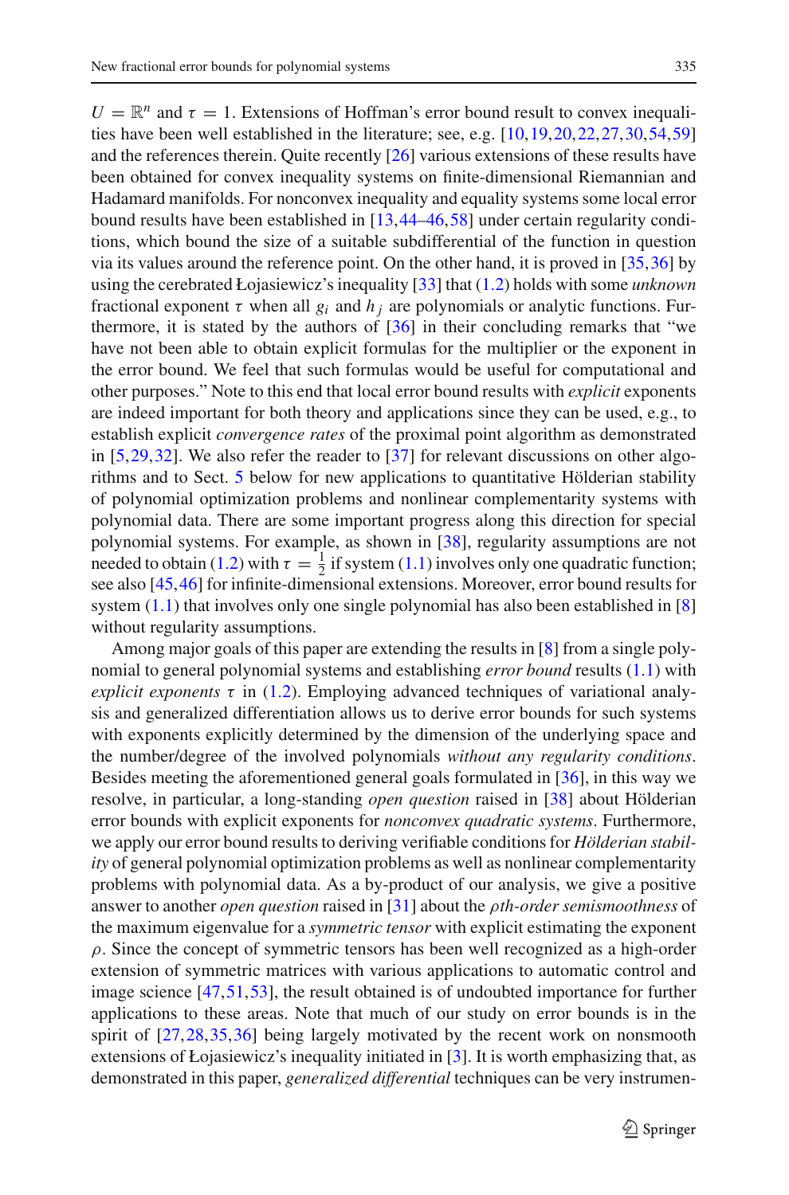$U = \mathbb{R}^n$ and $\tau = 1$. Extensions of Hoffman's error bound result to convex inequalities have been well established in the literature; see, e.g. [10,19,20,22,27,30,54,59] and the references therein. Quite recently [26] various extensions of these results have been obtained for convex inequality systems on finite-dimensional Riemannian and Hadamard manifolds. For nonconvex inequality and equality systems some local error bound results have been established in [13,44–46,58] under certain regularity conditions, which bound the size of a suitable subdifferential of the function in question via its values around the reference point. On the other hand, it is proved in [35,36] by using the cerebrated Łojasiewicz's inequality [33] that (1.2) holds with some *unknown* fractional exponent $\tau$ when all $g_i$ and $h_j$ are polynomials or analytic functions. Furthermore, it is stated by the authors of [36] in their concluding remarks that "we have not been able to obtain explicit formulas for the multiplier or the exponent in the error bound. We feel that such formulas would be useful for computational and other purposes." Note to this end that local error bound results with *explicit* exponents are indeed important for both theory and applications since they can be used, e.g., to establish explicit *convergence rates* of the proximal point algorithm as demonstrated in [5,29,32]. We also refer the reader to [37] for relevant discussions on other algorithms and to Sect. 5 below for new applications to quantitative Hölderian stability of polynomial optimization problems and nonlinear complementarity systems with polynomial data. There are some important progress along this direction for special polynomial systems. For example, as shown in [38], regularity assumptions are not needed to obtain (1.2) with $\tau = \frac{1}{2}$ if system (1.1) involves only one quadratic function; see also [45,46] for infinite-dimensional extensions. Moreover, error bound results for system (1.1) that involves only one single polynomial has also been established in [8] without regularity assumptions.

Among major goals of this paper are extending the results in [8] from a single polynomial to general polynomial systems and establishing *error bound* results (1.1) with *explicit exponents* $\tau$ in (1.2). Employing advanced techniques of variational analysis and generalized differentiation allows us to derive error bounds for such systems with exponents explicitly determined by the dimension of the underlying space and the number/degree of the involved polynomials *without any regularity conditions*. Besides meeting the aforementioned general goals formulated in [36], in this way we resolve, in particular, a long-standing *open question* raised in [38] about Hölderian error bounds with explicit exponents for *nonconvex quadratic systems*. Furthermore, we apply our error bound results to deriving verifiable conditions for *Hölderian stability* of general polynomial optimization problems as well as nonlinear complementarity problems with polynomial data. As a by-product of our analysis, we give a positive answer to another *open question* raised in [31] about the *$\rho$th-order semismoothness* of the maximum eigenvalue for a *symmetric tensor* with explicit estimating the exponent $\rho$. Since the concept of symmetric tensors has been well recognized as a high-order extension of symmetric matrices with various applications to automatic control and image science [47,51,53], the result obtained is of undoubted importance for further applications to these areas. Note that much of our study on error bounds is in the spirit of [27,28,35,36] being largely motivated by the recent work on nonsmooth extensions of Łojasiewicz's inequality initiated in [3]. It is worth emphasizing that, as demonstrated in this paper, *generalized differential* techniques can be very instrumen-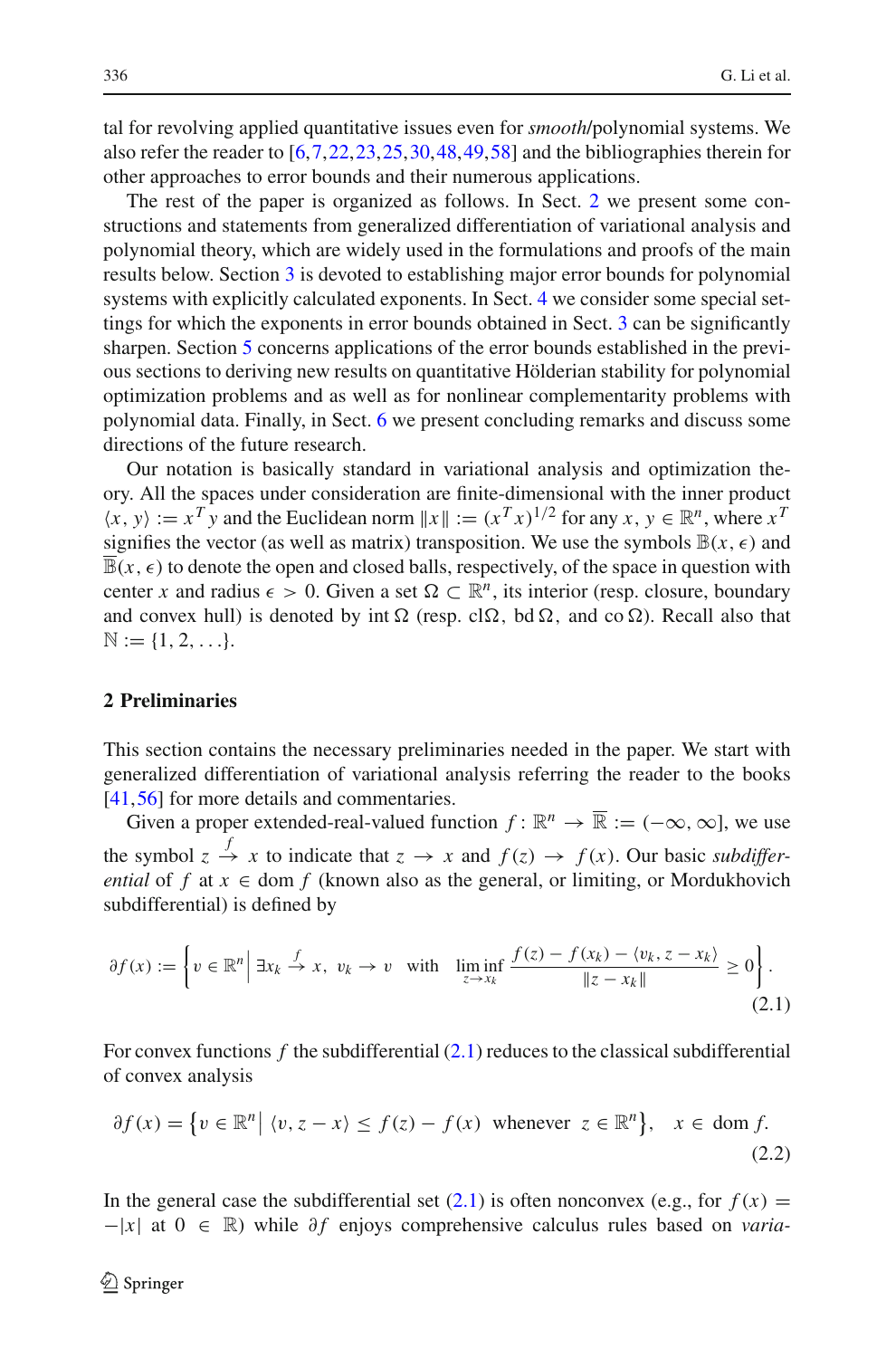tal for revolving applied quantitative issues even for *smooth*/polynomial systems. We also refer the reader to [6,7,22,23,25,30,48,49,58] and the bibliographies therein for other approaches to error bounds and their numerous applications.

The rest of the paper is organized as follows. In Sect. 2 we present some constructions and statements from generalized differentiation of variational analysis and polynomial theory, which are widely used in the formulations and proofs of the main results below. Section 3 is devoted to establishing major error bounds for polynomial systems with explicitly calculated exponents. In Sect. 4 we consider some special settings for which the exponents in error bounds obtained in Sect. 3 can be significantly sharpen. Section 5 concerns applications of the error bounds established in the previous sections to deriving new results on quantitative Hölderian stability for polynomial optimization problems and as well as for nonlinear complementarity problems with polynomial data. Finally, in Sect. 6 we present concluding remarks and discuss some directions of the future research.

Our notation is basically standard in variational analysis and optimization theory. All the spaces under consideration are finite-dimensional with the inner product $\langle x, y\rangle := x^T y$ and the Euclidean norm $\|x\| := (x^T x)^{1/2}$ for any $x, y \in \mathbb{R}^n$, where $x^T$ signifies the vector (as well as matrix) transposition. We use the symbols $\mathbb{B}(x,\epsilon)$ and $\overline{\mathbb{B}}(x,\epsilon)$ to denote the open and closed balls, respectively, of the space in question with center $x$ and radius $\epsilon > 0$. Given a set $\Omega \subset \mathbb{R}^n$, its interior (resp. closure, boundary and convex hull) is denoted by $\operatorname{int}\Omega$ (resp. $\operatorname{cl}\Omega$, $\operatorname{bd}\Omega$, and $\operatorname{co}\Omega$). Recall also that $\mathbb{N} := \{1, 2, \ldots\}$.

## 2 Preliminaries

This section contains the necessary preliminaries needed in the paper. We start with generalized differentiation of variational analysis referring the reader to the books [41,56] for more details and commentaries.

Given a proper extended-real-valued function $f : \mathbb{R}^n \to \overline{\mathbb{R}} := (-\infty, \infty]$, we use the symbol $z \xrightarrow{f} x$ to indicate that $z \to x$ and $f(z) \to f(x)$. Our basic *subdifferential* of $f$ at $x \in \operatorname{dom} f$ (known also as the general, or limiting, or Mordukhovich subdifferential) is defined by

$$\partial f(x) := \left\{ v \in \mathbb{R}^n \,\middle|\, \exists x_k \xrightarrow{f} x,\ v_k \to v \quad \text{with} \quad \liminf_{z \to x_k} \frac{f(z) - f(x_k) - \langle v_k, z - x_k\rangle}{\|z - x_k\|} \geq 0 \right\}. \tag{2.1}$$

For convex functions $f$ the subdifferential (2.1) reduces to the classical subdifferential of convex analysis

$$\partial f(x) = \left\{ v \in \mathbb{R}^n \,\middle|\, \langle v, z - x\rangle \leq f(z) - f(x) \ \text{ whenever } \ z \in \mathbb{R}^n \right\}, \quad x \in \operatorname{dom} f. \tag{2.2}$$

In the general case the subdifferential set (2.1) is often nonconvex (e.g., for $f(x) = -|x|$ at $0 \in \mathbb{R}$) while $\partial f$ enjoys comprehensive calculus rules based on *varia-*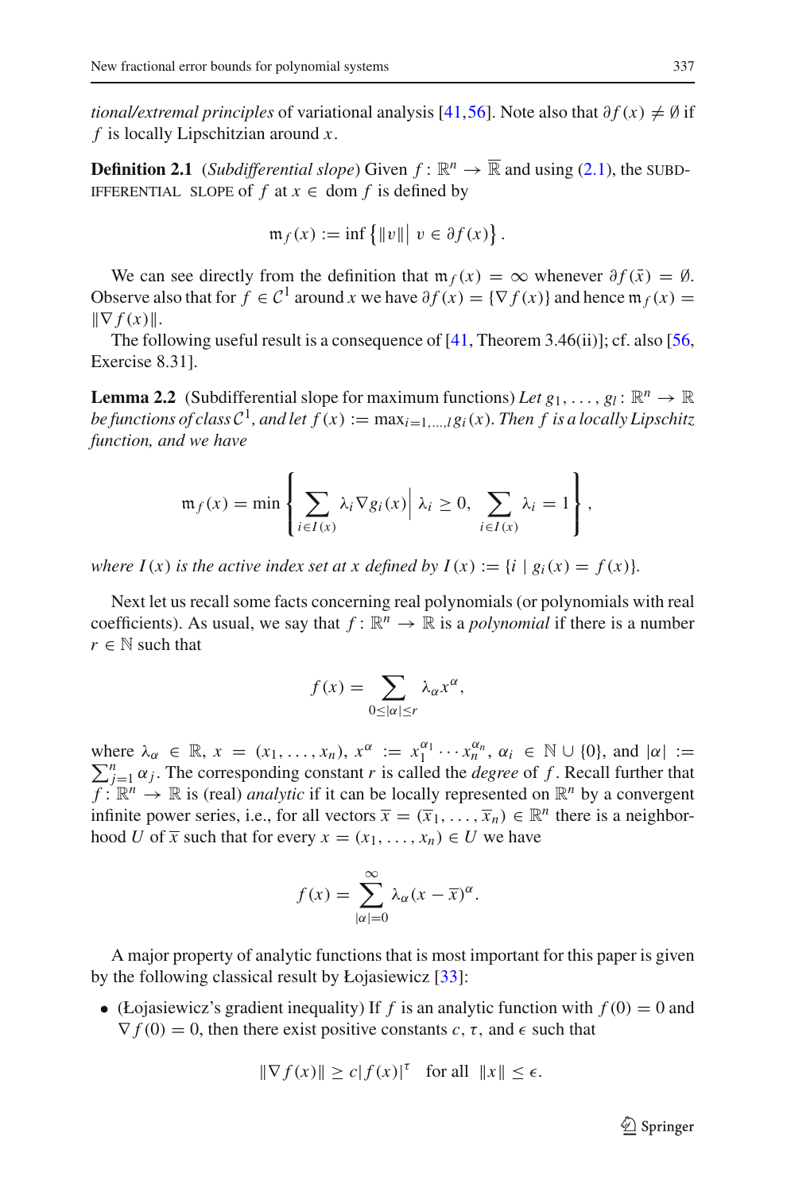*tional/extremal principles* of variational analysis [41,56]. Note also that $\partial f(x) \neq \emptyset$ if $f$ is locally Lipschitzian around $x$.

**Definition 2.1** (*Subdifferential slope*) Given $f : \mathbb{R}^n \to \overline{\mathbb{R}}$ and using (2.1), the SUBDIFFERENTIAL SLOPE of $f$ at $x \in \operatorname{dom} f$ is defined by

$$\mathfrak{m}_f(x) := \inf\left\{\|v\| \,\middle|\, v \in \partial f(x)\right\}.$$

We can see directly from the definition that $\mathfrak{m}_f(x) = \infty$ whenever $\partial f(\bar{x}) = \emptyset$. Observe also that for $f \in \mathcal{C}^1$ around $x$ we have $\partial f(x) = \{\nabla f(x)\}$ and hence $\mathfrak{m}_f(x) = \|\nabla f(x)\|$.

The following useful result is a consequence of [41, Theorem 3.46(ii)]; cf. also [56, Exercise 8.31].

**Lemma 2.2** (Subdifferential slope for maximum functions) *Let $g_1, \ldots, g_l : \mathbb{R}^n \to \mathbb{R}$ be functions of class $\mathcal{C}^1$, and let $f(x) := \max_{i=1,\ldots,l} g_i(x)$. Then $f$ is a locally Lipschitz function, and we have*

$$\mathfrak{m}_f(x) = \min\left\{ \sum_{i \in I(x)} \lambda_i \nabla g_i(x) \,\middle|\, \lambda_i \geq 0,\ \sum_{i \in I(x)} \lambda_i = 1 \right\},$$

*where $I(x)$ is the active index set at $x$ defined by $I(x) := \{i \mid g_i(x) = f(x)\}$.*

Next let us recall some facts concerning real polynomials (or polynomials with real coefficients). As usual, we say that $f : \mathbb{R}^n \to \mathbb{R}$ is a *polynomial* if there is a number $r \in \mathbb{N}$ such that

$$f(x) = \sum_{0 \leq |\alpha| \leq r} \lambda_\alpha x^\alpha,$$

where $\lambda_\alpha \in \mathbb{R}$, $x = (x_1, \ldots, x_n)$, $x^\alpha := x_1^{\alpha_1} \cdots x_n^{\alpha_n}$, $\alpha_i \in \mathbb{N} \cup \{0\}$, and $|\alpha| := \sum_{j=1}^n \alpha_j$. The corresponding constant $r$ is called the *degree* of $f$. Recall further that $f : \mathbb{R}^n \to \mathbb{R}$ is (real) *analytic* if it can be locally represented on $\mathbb{R}^n$ by a convergent infinite power series, i.e., for all vectors $\overline{x} = (\overline{x}_1, \ldots, \overline{x}_n) \in \mathbb{R}^n$ there is a neighborhood $U$ of $\overline{x}$ such that for every $x = (x_1, \ldots, x_n) \in U$ we have

$$f(x) = \sum_{|\alpha|=0}^{\infty} \lambda_\alpha (x - \overline{x})^\alpha.$$

A major property of analytic functions that is most important for this paper is given by the following classical result by Łojasiewicz [33]:

- (Łojasiewicz's gradient inequality) If $f$ is an analytic function with $f(0) = 0$ and $\nabla f(0) = 0$, then there exist positive constants $c$, $\tau$, and $\epsilon$ such that

$$\|\nabla f(x)\| \geq c|f(x)|^\tau \quad \text{for all} \quad \|x\| \leq \epsilon.$$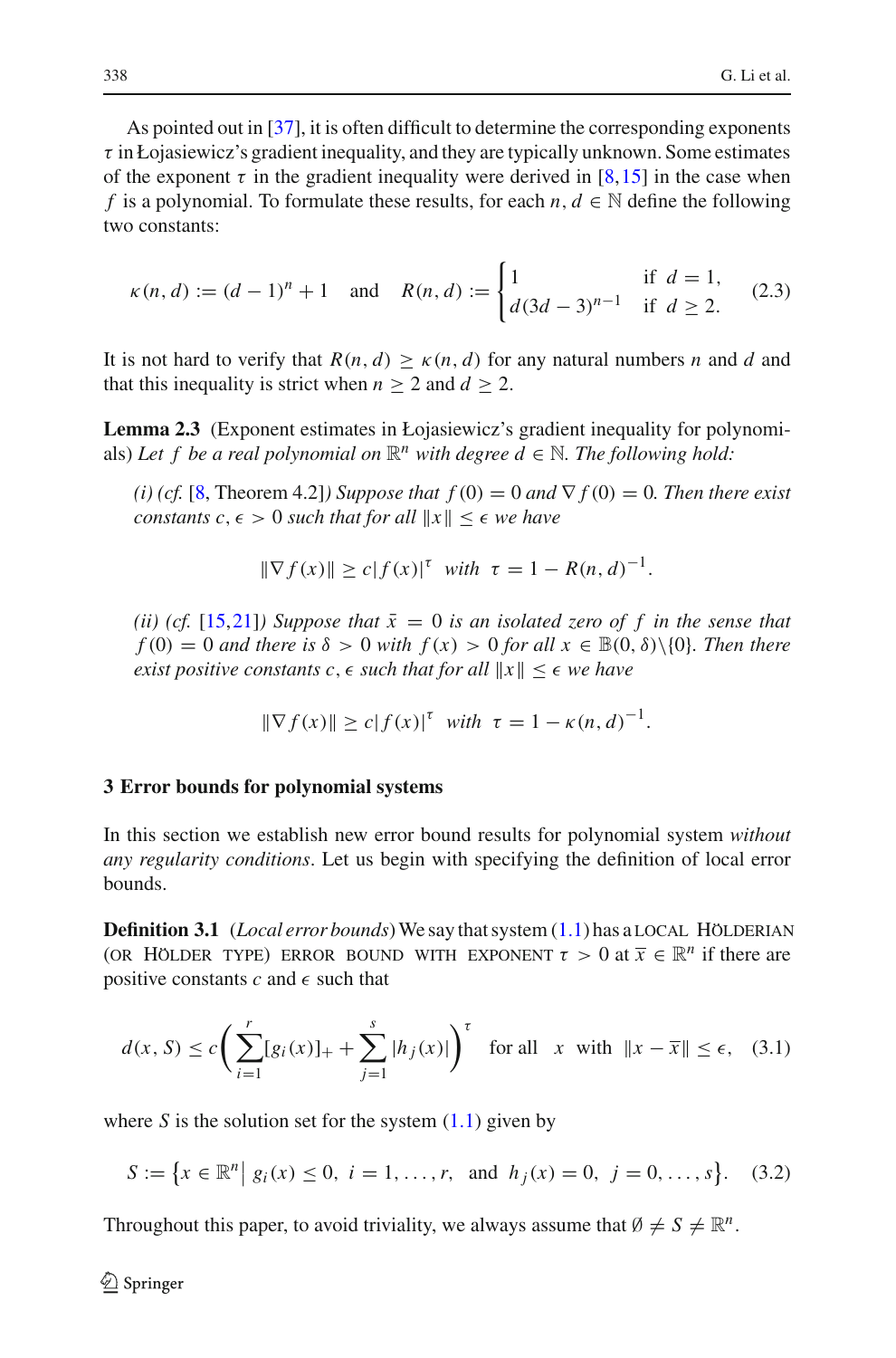As pointed out in [37], it is often difficult to determine the corresponding exponents $\tau$ in Łojasiewicz's gradient inequality, and they are typically unknown. Some estimates of the exponent $\tau$ in the gradient inequality were derived in [8,15] in the case when $f$ is a polynomial. To formulate these results, for each $n, d \in \mathbb{N}$ define the following two constants:

$$\kappa(n,d) := (d-1)^n + 1 \quad \text{and} \quad R(n,d) := \begin{cases} 1 & \text{if } d = 1, \\ d(3d-3)^{n-1} & \text{if } d \geq 2. \end{cases} \tag{2.3}$$

It is not hard to verify that $R(n,d) \geq \kappa(n,d)$ for any natural numbers $n$ and $d$ and that this inequality is strict when $n \geq 2$ and $d \geq 2$.

**Lemma 2.3** (Exponent estimates in Łojasiewicz's gradient inequality for polynomials) *Let $f$ be a real polynomial on $\mathbb{R}^n$ with degree $d \in \mathbb{N}$. The following hold:*

*(i) (cf.* [8, Theorem 4.2]*) Suppose that $f(0) = 0$ and $\nabla f(0) = 0$. Then there exist constants $c, \epsilon > 0$ such that for all $\|x\| \leq \epsilon$ we have*

$$\|\nabla f(x)\| \geq c|f(x)|^{\tau} \quad \textit{with} \quad \tau = 1 - R(n,d)^{-1}.$$

*(ii) (cf.* [15,21]*) Suppose that $\bar{x} = 0$ is an isolated zero of $f$ in the sense that $f(0) = 0$ and there is $\delta > 0$ with $f(x) > 0$ for all $x \in \mathbb{B}(0,\delta)\backslash\{0\}$. Then there exist positive constants $c, \epsilon$ such that for all $\|x\| \leq \epsilon$ we have*

$$\|\nabla f(x)\| \geq c|f(x)|^{\tau} \quad \textit{with} \quad \tau = 1 - \kappa(n,d)^{-1}.$$

## 3 Error bounds for polynomial systems

In this section we establish new error bound results for polynomial system *without any regularity conditions*. Let us begin with specifying the definition of local error bounds.

**Definition 3.1** (*Local error bounds*) We say that system (1.1) has a LOCAL HÖLDERIAN (OR HÖLDER TYPE) ERROR BOUND WITH EXPONENT $\tau > 0$ at $\bar{x} \in \mathbb{R}^n$ if there are positive constants $c$ and $\epsilon$ such that

$$d(x,S) \leq c\left(\sum_{i=1}^{r}[g_i(x)]_+ + \sum_{j=1}^{s}|h_j(x)|\right)^{\tau} \quad \text{for all} \quad x \quad \text{with} \quad \|x - \bar{x}\| \leq \epsilon, \tag{3.1}$$

where $S$ is the solution set for the system (1.1) given by

$$S := \left\{x \in \mathbb{R}^n \middle| \ g_i(x) \leq 0,\ i = 1,\ldots,r, \ \text{ and } \ h_j(x) = 0,\ j = 0,\ldots,s\right\}. \tag{3.2}$$

Throughout this paper, to avoid triviality, we always assume that $\emptyset \neq S \neq \mathbb{R}^n$.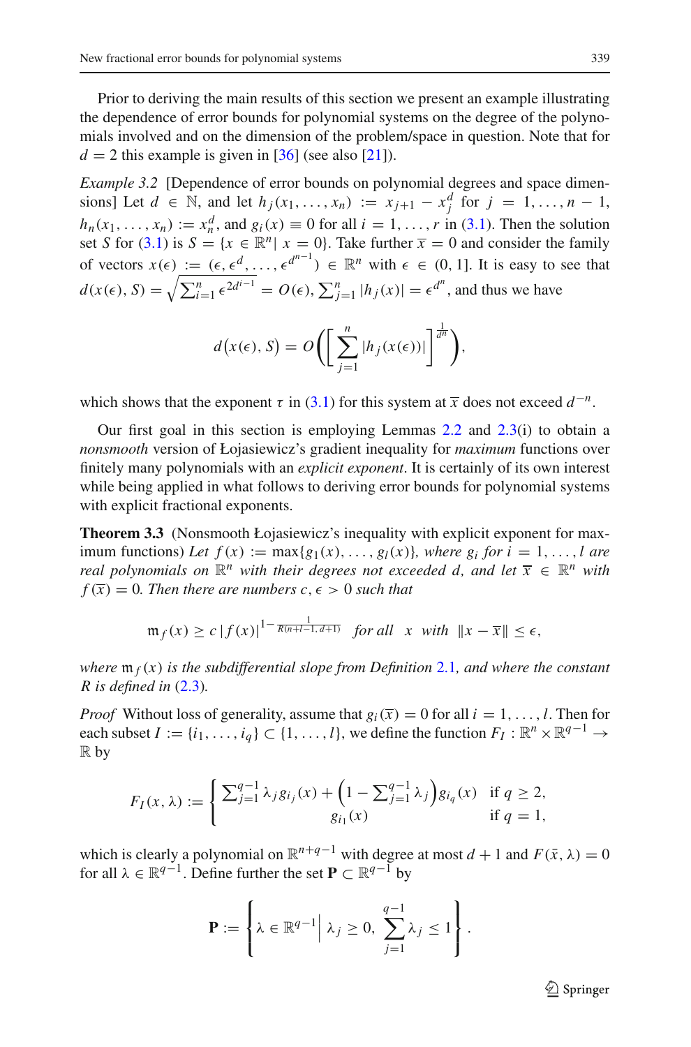Prior to deriving the main results of this section we present an example illustrating the dependence of error bounds for polynomial systems on the degree of the polynomials involved and on the dimension of the problem/space in question. Note that for $d = 2$ this example is given in [36] (see also [21]).

*Example 3.2* [Dependence of error bounds on polynomial degrees and space dimensions] Let $d \in \mathbb{N}$, and let $h_j(x_1, \ldots, x_n) := x_{j+1} - x_j^d$ for $j = 1, \ldots, n-1$, $h_n(x_1, \ldots, x_n) := x_n^d$, and $g_i(x) \equiv 0$ for all $i = 1, \ldots, r$ in (3.1). Then the solution set $S$ for (3.1) is $S = \{x \in \mathbb{R}^n |\ x = 0\}$. Take further $\overline{x} = 0$ and consider the family of vectors $x(\epsilon) := (\epsilon, \epsilon^d, \ldots, \epsilon^{d^{n-1}}) \in \mathbb{R}^n$ with $\epsilon \in (0, 1]$. It is easy to see that $d(x(\epsilon), S) = \sqrt{\sum_{i=1}^n \epsilon^{2d^{i-1}}} = O(\epsilon)$, $\sum_{j=1}^n |h_j(x)| = \epsilon^{d^n}$, and thus we have

$$d\big(x(\epsilon), S\big) = O\Bigg(\Bigg[\sum_{j=1}^n |h_j(x(\epsilon))|\Bigg]^{\frac{1}{d^n}}\Bigg),$$

which shows that the exponent $\tau$ in (3.1) for this system at $\overline{x}$ does not exceed $d^{-n}$.

Our first goal in this section is employing Lemmas 2.2 and 2.3(i) to obtain a *nonsmooth* version of Łojasiewicz's gradient inequality for *maximum* functions over finitely many polynomials with an *explicit exponent*. It is certainly of its own interest while being applied in what follows to deriving error bounds for polynomial systems with explicit fractional exponents.

**Theorem 3.3** (Nonsmooth Łojasiewicz's inequality with explicit exponent for maximum functions) *Let $f(x) := \max\{g_1(x), \ldots, g_l(x)\}$, where $g_i$ for $i = 1, \ldots, l$ are real polynomials on $\mathbb{R}^n$ with their degrees not exceeded $d$, and let $\overline{x} \in \mathbb{R}^n$ with $f(\overline{x}) = 0$. Then there are numbers $c, \epsilon > 0$ such that*

$$\mathfrak{m}_f(x) \geq c\,|f(x)|^{1 - \frac{1}{R(n+l-1,\, d+1)}} \quad \textit{for all} \quad x \quad \textit{with} \quad \|x - \overline{x}\| \leq \epsilon,$$

*where $\mathfrak{m}_f(x)$ is the subdifferential slope from Definition 2.1, and where the constant $R$ is defined in (2.3).*

*Proof* Without loss of generality, assume that $g_i(\overline{x}) = 0$ for all $i = 1, \ldots, l$. Then for each subset $I := \{i_1, \ldots, i_q\} \subset \{1, \ldots, l\}$, we define the function $F_I : \mathbb{R}^n \times \mathbb{R}^{q-1} \to \mathbb{R}$ by

$$F_I(x, \lambda) := \begin{cases} \sum_{j=1}^{q-1} \lambda_j g_{i_j}(x) + \Big(1 - \sum_{j=1}^{q-1} \lambda_j\Big) g_{i_q}(x) & \text{if } q \geq 2, \\ g_{i_1}(x) & \text{if } q = 1, \end{cases}$$

which is clearly a polynomial on $\mathbb{R}^{n+q-1}$ with degree at most $d+1$ and $F(\bar{x}, \lambda) = 0$ for all $\lambda \in \mathbb{R}^{q-1}$. Define further the set $\mathbf{P} \subset \mathbb{R}^{q-1}$ by

$$\mathbf{P} := \left\{ \lambda \in \mathbb{R}^{q-1} \,\middle|\, \lambda_j \geq 0,\ \sum_{j=1}^{q-1} \lambda_j \leq 1 \right\}.$$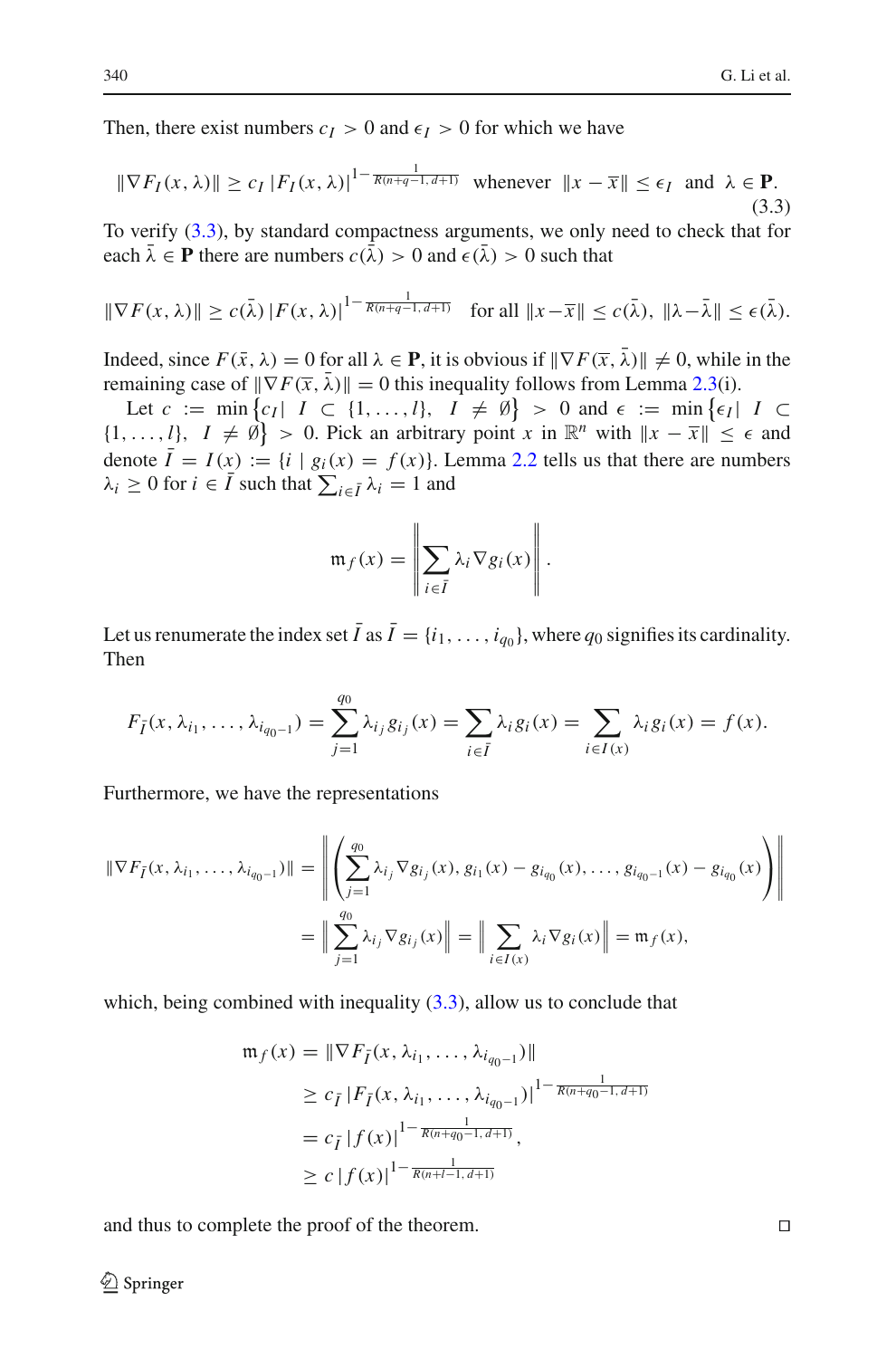Then, there exist numbers $c_I > 0$ and $\epsilon_I > 0$ for which we have

$$\|\nabla F_I(x, \lambda)\| \geq c_I \, |F_I(x, \lambda)|^{1-\frac{1}{R(n+q-1,\, d+1)}} \quad \text{whenever} \quad \|x - \overline{x}\| \leq \epsilon_I \quad \text{and} \quad \lambda \in \mathbf{P}. \tag{3.3}$$

To verify (3.3), by standard compactness arguments, we only need to check that for each $\bar{\lambda} \in \mathbf{P}$ there are numbers $c(\bar{\lambda}) > 0$ and $\epsilon(\bar{\lambda}) > 0$ such that

$$\|\nabla F(x, \lambda)\| \geq c(\bar{\lambda}) \, |F(x, \lambda)|^{1-\frac{1}{R(n+q-1,\, d+1)}} \quad \text{for all } \|x - \overline{x}\| \leq c(\bar{\lambda}), \ \|\lambda - \bar{\lambda}\| \leq \epsilon(\bar{\lambda}).$$

Indeed, since $F(\bar{x}, \lambda) = 0$ for all $\lambda \in \mathbf{P}$, it is obvious if $\|\nabla F(\overline{x}, \bar{\lambda})\| \neq 0$, while in the remaining case of $\|\nabla F(\overline{x}, \bar{\lambda})\| = 0$ this inequality follows from Lemma 2.3(i).

Let $c := \min\{c_I | \ I \subset \{1, \ldots, l\}, \ I \neq \emptyset\} > 0$ and $\epsilon := \min\{\epsilon_I | \ I \subset \{1, \ldots, l\}, \ I \neq \emptyset\} > 0$. Pick an arbitrary point $x$ in $\mathbb{R}^n$ with $\|x - \overline{x}\| \leq \epsilon$ and denote $\bar{I} = I(x) := \{i \mid g_i(x) = f(x)\}$. Lemma 2.2 tells us that there are numbers $\lambda_i \geq 0$ for $i \in \bar{I}$ such that $\sum_{i \in \bar{I}} \lambda_i = 1$ and

$$\mathfrak{m}_f(x) = \left\| \sum_{i \in \bar{I}} \lambda_i \nabla g_i(x) \right\|.$$

Let us renumerate the index set $\bar{I}$ as $\bar{I} = \{i_1, \ldots, i_{q_0}\}$, where $q_0$ signifies its cardinality. Then

$$F_{\bar{I}}(x, \lambda_{i_1}, \ldots, \lambda_{i_{q_0-1}}) = \sum_{j=1}^{q_0} \lambda_{i_j} g_{i_j}(x) = \sum_{i \in \bar{I}} \lambda_i g_i(x) = \sum_{i \in I(x)} \lambda_i g_i(x) = f(x).$$

Furthermore, we have the representations

$$\begin{aligned} \|\nabla F_{\bar{I}}(x, \lambda_{i_1}, \ldots, \lambda_{i_{q_0-1}})\| &= \left\| \left( \sum_{j=1}^{q_0} \lambda_{i_j} \nabla g_{i_j}(x), g_{i_1}(x) - g_{i_{q_0}}(x), \ldots, g_{i_{q_0-1}}(x) - g_{i_{q_0}}(x) \right) \right\| \\ &= \left\| \sum_{j=1}^{q_0} \lambda_{i_j} \nabla g_{i_j}(x) \right\| = \left\| \sum_{i \in I(x)} \lambda_i \nabla g_i(x) \right\| = \mathfrak{m}_f(x), \end{aligned}$$

which, being combined with inequality (3.3), allow us to conclude that

$$\begin{aligned} \mathfrak{m}_f(x) &= \|\nabla F_{\bar{I}}(x, \lambda_{i_1}, \ldots, \lambda_{i_{q_0-1}})\| \\ &\geq c_{\bar{I}} \, |F_{\bar{I}}(x, \lambda_{i_1}, \ldots, \lambda_{i_{q_0-1}})|^{1-\frac{1}{R(n+q_0-1,\, d+1)}} \\ &= c_{\bar{I}} \, |f(x)|^{1-\frac{1}{R(n+q_0-1,\, d+1)}}, \\ &\geq c \, |f(x)|^{1-\frac{1}{R(n+l-1,\, d+1)}} \end{aligned}$$

and thus to complete the proof of the theorem. □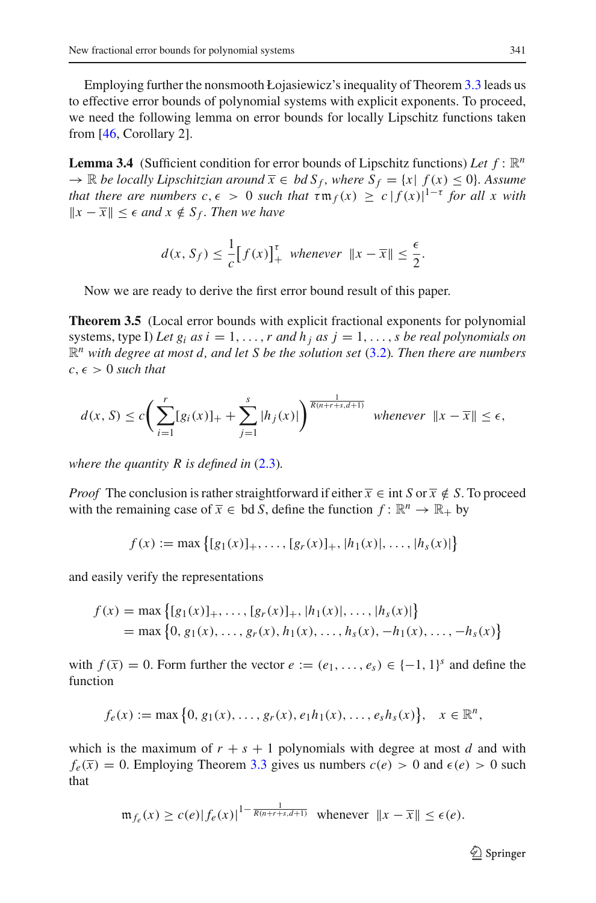Employing further the nonsmooth Łojasiewicz's inequality of Theorem 3.3 leads us to effective error bounds of polynomial systems with explicit exponents. To proceed, we need the following lemma on error bounds for locally Lipschitz functions taken from [46, Corollary 2].

**Lemma 3.4** (Sufficient condition for error bounds of Lipschitz functions) *Let $f : \mathbb{R}^n \to \mathbb{R}$ be locally Lipschitzian around $\overline{x} \in \text{bd}\, S_f$, where $S_f = \{x|\ f(x) \le 0\}$. Assume that there are numbers $c, \epsilon > 0$ such that $\tau \mathfrak{m}_f(x) \ge c\,|f(x)|^{1-\tau}$ for all $x$ with $\|x - \overline{x}\| \le \epsilon$ and $x \notin S_f$. Then we have*

$$d(x, S_f) \le \frac{1}{c}\big[f(x)\big]_+^{\tau} \text{ whenever } \|x - \overline{x}\| \le \frac{\epsilon}{2}.$$

Now we are ready to derive the first error bound result of this paper.

**Theorem 3.5** (Local error bounds with explicit fractional exponents for polynomial systems, type I) *Let $g_i$ as $i = 1, \ldots, r$ and $h_j$ as $j = 1, \ldots, s$ be real polynomials on $\mathbb{R}^n$ with degree at most $d$, and let $S$ be the solution set (3.2). Then there are numbers $c, \epsilon > 0$ such that*

$$d(x, S) \le c\left(\sum_{i=1}^{r}[g_i(x)]_+ + \sum_{j=1}^{s}|h_j(x)|\right)^{\frac{1}{R(n+r+s,d+1)}} \text{ whenever } \|x - \overline{x}\| \le \epsilon,$$

*where the quantity $R$ is defined in (2.3).*

*Proof* The conclusion is rather straightforward if either $\overline{x} \in \text{int}\, S$ or $\overline{x} \notin S$. To proceed with the remaining case of $\overline{x} \in \text{bd}\, S$, define the function $f : \mathbb{R}^n \to \mathbb{R}_+$ by

$$f(x) := \max\big\{[g_1(x)]_+, \ldots, [g_r(x)]_+, |h_1(x)|, \ldots, |h_s(x)|\big\}$$

and easily verify the representations

$$\begin{aligned} f(x) &= \max\big\{[g_1(x)]_+, \ldots, [g_r(x)]_+, |h_1(x)|, \ldots, |h_s(x)|\big\} \\ &= \max\big\{0, g_1(x), \ldots, g_r(x), h_1(x), \ldots, h_s(x), -h_1(x), \ldots, -h_s(x)\big\} \end{aligned}$$

with $f(\overline{x}) = 0$. Form further the vector $e := (e_1, \ldots, e_s) \in \{-1, 1\}^s$ and define the function

$$f_e(x) := \max\big\{0, g_1(x), \ldots, g_r(x), e_1 h_1(x), \ldots, e_s h_s(x)\big\}, \quad x \in \mathbb{R}^n,$$

which is the maximum of $r + s + 1$ polynomials with degree at most $d$ and with $f_e(\overline{x}) = 0$. Employing Theorem 3.3 gives us numbers $c(e) > 0$ and $\epsilon(e) > 0$ such that

$$\mathfrak{m}_{f_e}(x) \ge c(e)|f_e(x)|^{1-\frac{1}{R(n+r+s,d+1)}} \text{ whenever } \|x - \overline{x}\| \le \epsilon(e).$$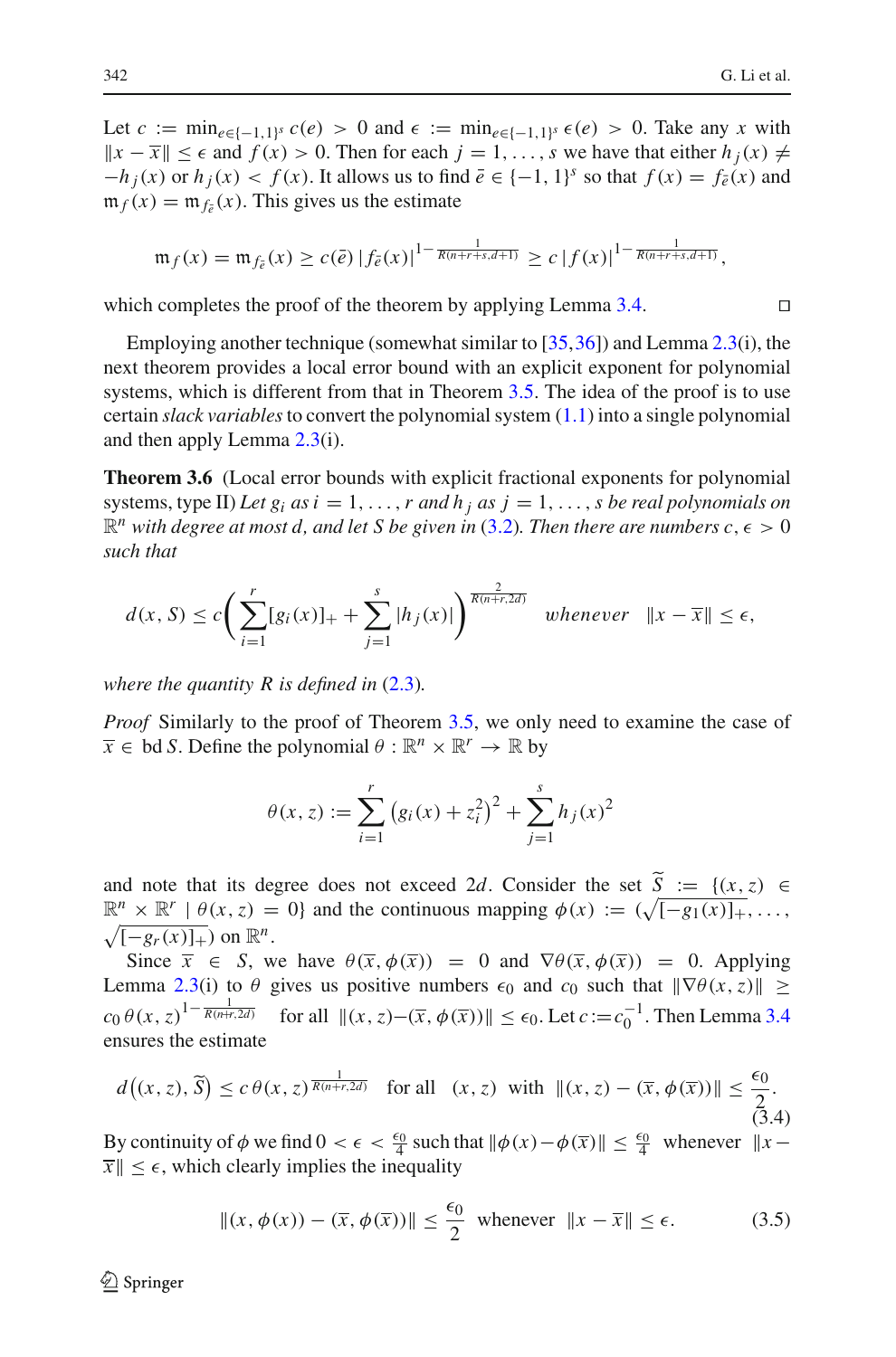Let $c := \min_{e\in\{-1,1\}^s} c(e) > 0$ and $\epsilon := \min_{e\in\{-1,1\}^s} \epsilon(e) > 0$. Take any $x$ with $\|x - \overline{x}\| \le \epsilon$ and $f(x) > 0$. Then for each $j = 1, \ldots, s$ we have that either $h_j(x) \neq -h_j(x)$ or $h_j(x) < f(x)$. It allows us to find $\bar{e} \in \{-1,1\}^s$ so that $f(x) = f_{\bar{e}}(x)$ and $\mathfrak{m}_f(x) = \mathfrak{m}_{f_{\bar{e}}}(x)$. This gives us the estimate

$$\mathfrak{m}_f(x) = \mathfrak{m}_{f_{\bar{e}}}(x) \ge c(\bar{e})\,|f_{\bar{e}}(x)|^{1-\frac{1}{R(n+r+s,d+1)}} \ge c\,|f(x)|^{1-\frac{1}{R(n+r+s,d+1)}},$$

which completes the proof of the theorem by applying Lemma 3.4. ◻

Employing another technique (somewhat similar to [35,36]) and Lemma 2.3(i), the next theorem provides a local error bound with an explicit exponent for polynomial systems, which is different from that in Theorem 3.5. The idea of the proof is to use certain *slack variables* to convert the polynomial system (1.1) into a single polynomial and then apply Lemma 2.3(i).

**Theorem 3.6** (Local error bounds with explicit fractional exponents for polynomial systems, type II) *Let $g_i$ as $i = 1, \ldots, r$ and $h_j$ as $j = 1, \ldots, s$ be real polynomials on $\mathbb{R}^n$ with degree at most $d$, and let $S$ be given in (3.2). Then there are numbers $c, \epsilon > 0$ such that*

$$d(x, S) \le c\left(\sum_{i=1}^{r}[g_i(x)]_+ + \sum_{j=1}^{s}|h_j(x)|\right)^{\frac{2}{R(n+r,2d)}} \quad \textit{whenever} \quad \|x - \overline{x}\| \le \epsilon,$$

*where the quantity $R$ is defined in (2.3).*

*Proof* Similarly to the proof of Theorem 3.5, we only need to examine the case of $\overline{x} \in \operatorname{bd} S$. Define the polynomial $\theta : \mathbb{R}^n \times \mathbb{R}^r \to \mathbb{R}$ by

$$\theta(x, z) := \sum_{i=1}^{r}\left(g_i(x) + z_i^2\right)^2 + \sum_{j=1}^{s} h_j(x)^2$$

and note that its degree does not exceed $2d$. Consider the set $\widetilde{S} := \{(x, z) \in \mathbb{R}^n \times \mathbb{R}^r \mid \theta(x, z) = 0\}$ and the continuous mapping $\phi(x) := (\sqrt{[-g_1(x)]_+}, \ldots, \sqrt{[-g_r(x)]_+})$ on $\mathbb{R}^n$.

Since $\overline{x} \in S$, we have $\theta(\overline{x}, \phi(\overline{x})) = 0$ and $\nabla\theta(\overline{x}, \phi(\overline{x})) = 0$. Applying Lemma 2.3(i) to $\theta$ gives us positive numbers $\epsilon_0$ and $c_0$ such that $\|\nabla\theta(x, z)\| \ge c_0\,\theta(x, z)^{1-\frac{1}{R(n+r,2d)}}$ for all $\|(x, z) - (\overline{x}, \phi(\overline{x}))\| \le \epsilon_0$. Let $c := c_0^{-1}$. Then Lemma 3.4 ensures the estimate

$$d\big((x, z), \widetilde{S}\big) \le c\,\theta(x, z)^{\frac{1}{R(n+r,2d)}} \quad \text{for all} \quad (x, z) \ \text{ with } \ \|(x, z) - (\overline{x}, \phi(\overline{x}))\| \le \frac{\epsilon_0}{2}. \tag{3.4}$$

By continuity of $\phi$ we find $0 < \epsilon < \frac{\epsilon_0}{4}$ such that $\|\phi(x) - \phi(\overline{x})\| \le \frac{\epsilon_0}{4}$ whenever $\|x - \overline{x}\| \le \epsilon$, which clearly implies the inequality

$$\|(x, \phi(x)) - (\overline{x}, \phi(\overline{x}))\| \le \frac{\epsilon_0}{2} \quad \text{whenever} \quad \|x - \overline{x}\| \le \epsilon. \tag{3.5}$$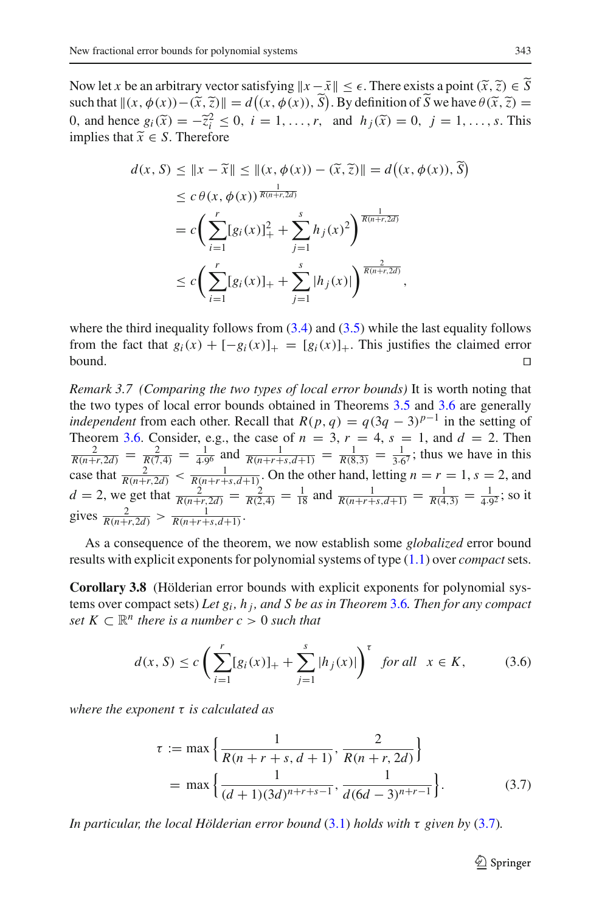Now let $x$ be an arbitrary vector satisfying $\|x-\bar{x}\| \le \epsilon$. There exists a point $(\widetilde{x},\widetilde{z}) \in \widetilde{S}$ such that $\|(x,\phi(x))-(\widetilde{x},\widetilde{z})\| = d\big((x,\phi(x)),\widetilde{S}\big)$. By definition of $\widetilde{S}$ we have $\theta(\widetilde{x},\widetilde{z}) = 0$, and hence $g_i(\widetilde{x}) = -\widetilde{z}_i^2 \le 0,\ i=1,\ldots,r,$ and $h_j(\widetilde{x}) = 0,\ j=1,\ldots,s$. This implies that $\widetilde{x} \in S$. Therefore

$$
\begin{aligned}
d(x,S) &\le \|x-\widetilde{x}\| \le \|(x,\phi(x))-(\widetilde{x},\widetilde{z})\| = d\big((x,\phi(x)),\widetilde{S}\big)\\
&\le c\,\theta(x,\phi(x))^{\frac{1}{R(n+r,2d)}}\\
&= c\left(\sum_{i=1}^{r}[g_i(x)]_+^2 + \sum_{j=1}^{s} h_j(x)^2\right)^{\frac{1}{R(n+r,2d)}}\\
&\le c\left(\sum_{i=1}^{r}[g_i(x)]_+ + \sum_{j=1}^{s} |h_j(x)|\right)^{\frac{2}{R(n+r,2d)}},
\end{aligned}
$$

where the third inequality follows from (3.4) and (3.5) while the last equality follows from the fact that $g_i(x)+[-g_i(x)]_+ = [g_i(x)]_+$. This justifies the claimed error bound. $\square$

*Remark 3.7 (Comparing the two types of local error bounds)* It is worth noting that the two types of local error bounds obtained in Theorems 3.5 and 3.6 are generally *independent* from each other. Recall that $R(p,q) = q(3q-3)^{p-1}$ in the setting of Theorem 3.6. Consider, e.g., the case of $n=3$, $r=4$, $s=1$, and $d=2$. Then $\frac{2}{R(n+r,2d)} = \frac{2}{R(7,4)} = \frac{1}{4\cdot 9^6}$ and $\frac{1}{R(n+r+s,d+1)} = \frac{1}{R(8,3)} = \frac{1}{3\cdot 6^7}$; thus we have in this case that $\frac{2}{R(n+r,2d)} < \frac{1}{R(n+r+s,d+1)}$. On the other hand, letting $n=r=1$, $s=2$, and $d=2$, we get that $\frac{2}{R(n+r,2d)} = \frac{2}{R(2,4)} = \frac{1}{18}$ and $\frac{1}{R(n+r+s,d+1)} = \frac{1}{R(4,3)} = \frac{1}{4\cdot 9^2}$; so it gives $\frac{2}{R(n+r,2d)} > \frac{1}{R(n+r+s,d+1)}$.

As a consequence of the theorem, we now establish some *globalized* error bound results with explicit exponents for polynomial systems of type (1.1) over *compact* sets.

**Corollary 3.8** (Hölderian error bounds with explicit exponents for polynomial systems over compact sets) *Let $g_i$, $h_j$, and $S$ be as in Theorem 3.6. Then for any compact set $K \subset \mathbb{R}^n$ there is a number $c>0$ such that*

$$
d(x,S) \le c\left(\sum_{i=1}^{r}[g_i(x)]_+ + \sum_{j=1}^{s}|h_j(x)|\right)^{\tau} \quad \text{for all} \quad x \in K, \tag{3.6}
$$

*where the exponent $\tau$ is calculated as*

$$
\begin{aligned}
\tau &:= \max\left\{\frac{1}{R(n+r+s,d+1)}, \frac{2}{R(n+r,2d)}\right\}\\
&= \max\left\{\frac{1}{(d+1)(3d)^{n+r+s-1}}, \frac{1}{d(6d-3)^{n+r-1}}\right\}.
\end{aligned} \tag{3.7}
$$

*In particular, the local Hölderian error bound (3.1) holds with $\tau$ given by (3.7).*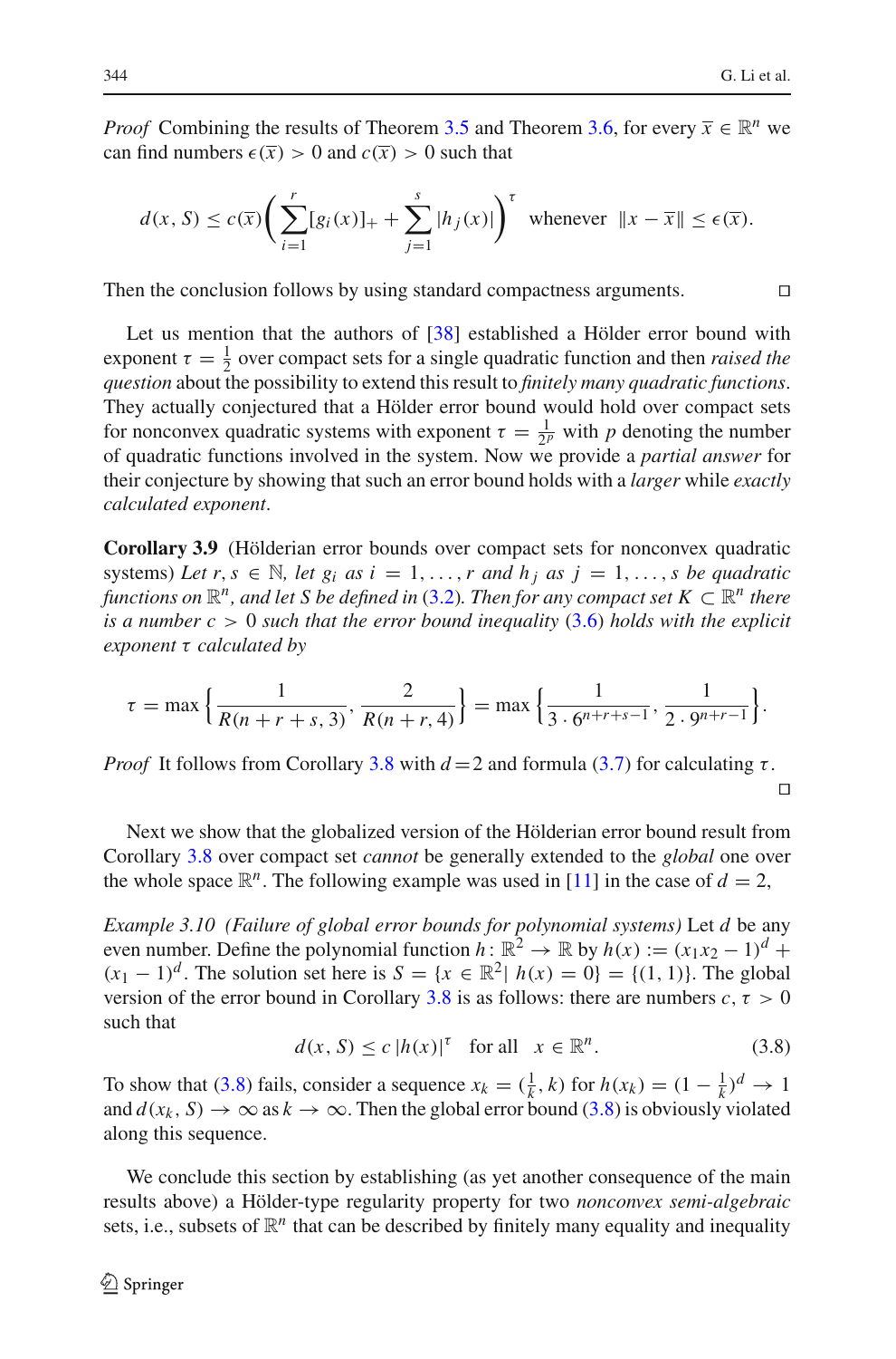*Proof* Combining the results of Theorem 3.5 and Theorem 3.6, for every $\overline{x} \in \mathbb{R}^n$ we can find numbers $\epsilon(\overline{x}) > 0$ and $c(\overline{x}) > 0$ such that

$$d(x, S) \leq c(\overline{x}) \left( \sum_{i=1}^{r} [g_i(x)]_+ + \sum_{j=1}^{s} |h_j(x)| \right)^{\tau} \quad \text{whenever} \quad \|x - \overline{x}\| \leq \epsilon(\overline{x}).$$

Then the conclusion follows by using standard compactness arguments. □

Let us mention that the authors of [38] established a Hölder error bound with exponent $\tau = \frac{1}{2}$ over compact sets for a single quadratic function and then *raised the question* about the possibility to extend this result to *finitely many quadratic functions*. They actually conjectured that a Hölder error bound would hold over compact sets for nonconvex quadratic systems with exponent $\tau = \frac{1}{2^p}$ with $p$ denoting the number of quadratic functions involved in the system. Now we provide a *partial answer* for their conjecture by showing that such an error bound holds with a *larger* while *exactly calculated exponent*.

**Corollary 3.9** (Hölderian error bounds over compact sets for nonconvex quadratic systems) *Let $r, s \in \mathbb{N}$, let $g_i$ as $i = 1, \ldots, r$ and $h_j$ as $j = 1, \ldots, s$ be quadratic functions on $\mathbb{R}^n$, and let $S$ be defined in (3.2). Then for any compact set $K \subset \mathbb{R}^n$ there is a number $c > 0$ such that the error bound inequality (3.6) holds with the explicit exponent $\tau$ calculated by*

$$\tau = \max\left\{ \frac{1}{R(n+r+s, 3)}, \frac{2}{R(n+r, 4)} \right\} = \max\left\{ \frac{1}{3 \cdot 6^{n+r+s-1}}, \frac{1}{2 \cdot 9^{n+r-1}} \right\}.$$

*Proof* It follows from Corollary 3.8 with $d = 2$ and formula (3.7) for calculating $\tau$. □

Next we show that the globalized version of the Hölderian error bound result from Corollary 3.8 over compact set *cannot* be generally extended to the *global* one over the whole space $\mathbb{R}^n$. The following example was used in [11] in the case of $d = 2$,

*Example 3.10 (Failure of global error bounds for polynomial systems)* Let $d$ be any even number. Define the polynomial function $h \colon \mathbb{R}^2 \to \mathbb{R}$ by $h(x) := (x_1 x_2 - 1)^d + (x_1 - 1)^d$. The solution set here is $S = \{x \in \mathbb{R}^2 | \; h(x) = 0\} = \{(1, 1)\}$. The global version of the error bound in Corollary 3.8 is as follows: there are numbers $c, \tau > 0$ such that

$$d(x, S) \leq c \, |h(x)|^{\tau} \quad \text{for all} \quad x \in \mathbb{R}^n. \tag{3.8}$$

To show that (3.8) fails, consider a sequence $x_k = (\frac{1}{k}, k)$ for $h(x_k) = (1 - \frac{1}{k})^d \to 1$ and $d(x_k, S) \to \infty$ as $k \to \infty$. Then the global error bound (3.8) is obviously violated along this sequence.

We conclude this section by establishing (as yet another consequence of the main results above) a Hölder-type regularity property for two *nonconvex semi-algebraic* sets, i.e., subsets of $\mathbb{R}^n$ that can be described by finitely many equality and inequality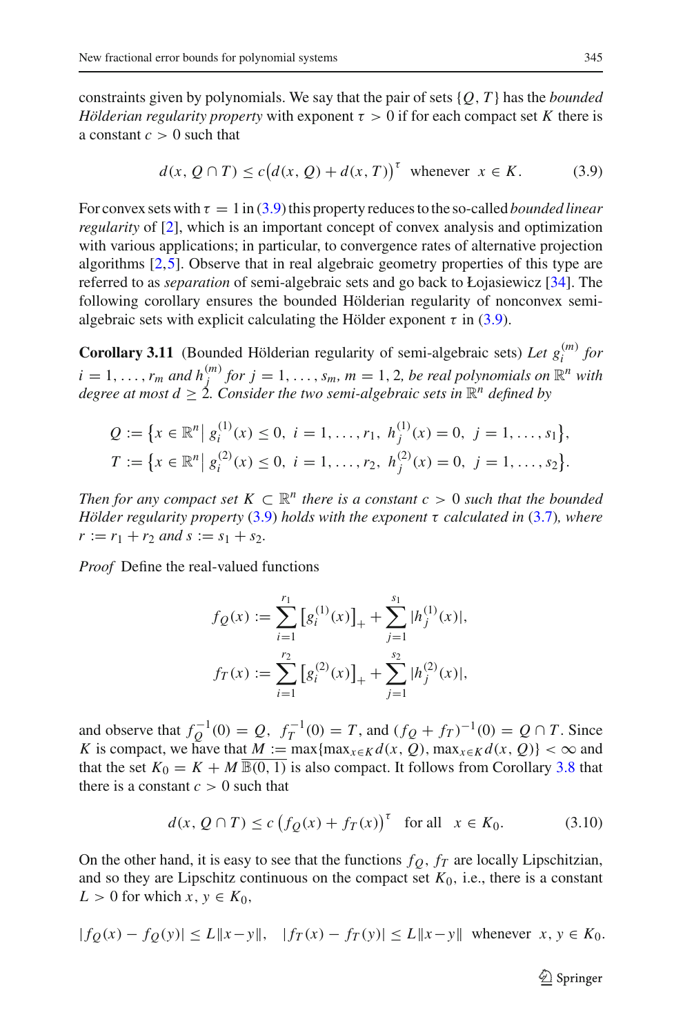constraints given by polynomials. We say that the pair of sets $\{Q, T\}$ has the *bounded Hölderian regularity property* with exponent $\tau > 0$ if for each compact set $K$ there is a constant $c > 0$ such that

$$d(x, Q \cap T) \leq c\big(d(x, Q) + d(x, T)\big)^{\tau} \quad \text{whenever} \quad x \in K. \tag{3.9}$$

For convex sets with $\tau = 1$ in (3.9) this property reduces to the so-called *bounded linear regularity* of [2], which is an important concept of convex analysis and optimization with various applications; in particular, to convergence rates of alternative projection algorithms [2,5]. Observe that in real algebraic geometry properties of this type are referred to as *separation* of semi-algebraic sets and go back to Łojasiewicz [34]. The following corollary ensures the bounded Hölderian regularity of nonconvex semi-algebraic sets with explicit calculating the Hölder exponent $\tau$ in (3.9).

**Corollary 3.11** (Bounded Hölderian regularity of semi-algebraic sets) *Let $g_i^{(m)}$ for $i = 1, \ldots, r_m$ and $h_j^{(m)}$ for $j = 1, \ldots, s_m$, $m = 1, 2$, be real polynomials on $\mathbb{R}^n$ with degree at most $d \geq 2$. Consider the two semi-algebraic sets in $\mathbb{R}^n$ defined by*

$$Q := \left\{x \in \mathbb{R}^n \middle|\ g_i^{(1)}(x) \leq 0,\ i = 1, \ldots, r_1,\ h_j^{(1)}(x) = 0,\ j = 1, \ldots, s_1\right\},$$
$$T := \left\{x \in \mathbb{R}^n \middle|\ g_i^{(2)}(x) \leq 0,\ i = 1, \ldots, r_2,\ h_j^{(2)}(x) = 0,\ j = 1, \ldots, s_2\right\}.$$

*Then for any compact set $K \subset \mathbb{R}^n$ there is a constant $c > 0$ such that the bounded Hölder regularity property (3.9) holds with the exponent $\tau$ calculated in (3.7), where $r := r_1 + r_2$ and $s := s_1 + s_2$.*

*Proof* Define the real-valued functions

$$f_Q(x) := \sum_{i=1}^{r_1} \left[g_i^{(1)}(x)\right]_+ + \sum_{j=1}^{s_1} |h_j^{(1)}(x)|,$$
$$f_T(x) := \sum_{i=1}^{r_2} \left[g_i^{(2)}(x)\right]_+ + \sum_{j=1}^{s_2} |h_j^{(2)}(x)|,$$

and observe that $f_Q^{-1}(0) = Q$, $f_T^{-1}(0) = T$, and $(f_Q + f_T)^{-1}(0) = Q \cap T$. Since $K$ is compact, we have that $M := \max\{\max_{x\in K} d(x, Q), \max_{x\in K} d(x, Q)\} < \infty$ and that the set $K_0 = K + M\,\overline{\mathbb{B}(0, 1)}$ is also compact. It follows from Corollary 3.8 that there is a constant $c > 0$ such that

$$d(x, Q \cap T) \leq c\left(f_Q(x) + f_T(x)\right)^{\tau} \quad \text{for all} \quad x \in K_0. \tag{3.10}$$

On the other hand, it is easy to see that the functions $f_Q$, $f_T$ are locally Lipschitzian, and so they are Lipschitz continuous on the compact set $K_0$, i.e., there is a constant $L > 0$ for which $x, y \in K_0$,

$$|f_Q(x) - f_Q(y)| \leq L\|x - y\|, \quad |f_T(x) - f_T(y)| \leq L\|x - y\| \quad \text{whenever} \quad x, y \in K_0.$$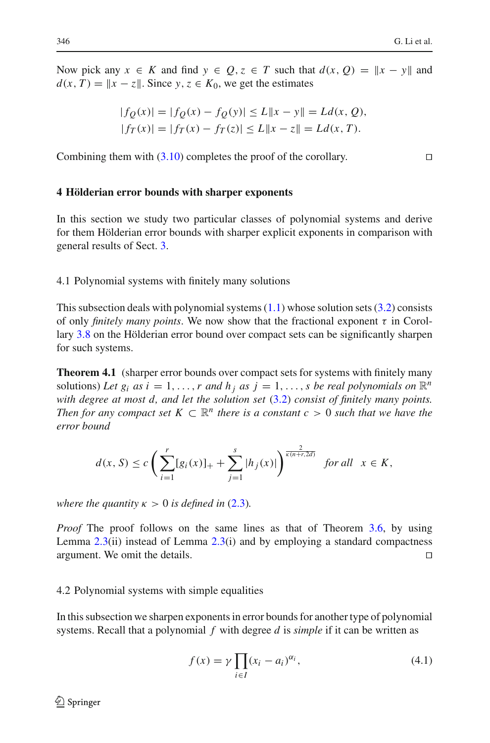Now pick any $x \in K$ and find $y \in Q, z \in T$ such that $d(x, Q) = \|x - y\|$ and $d(x, T) = \|x - z\|$. Since $y, z \in K_0$, we get the estimates

$$|f_Q(x)| = |f_Q(x) - f_Q(y)| \le L\|x - y\| = Ld(x, Q),$$
$$|f_T(x)| = |f_T(x) - f_T(z)| \le L\|x - z\| = Ld(x, T).$$

Combining them with (3.10) completes the proof of the corollary. □

## 4 Hölderian error bounds with sharper exponents

In this section we study two particular classes of polynomial systems and derive for them Hölderian error bounds with sharper explicit exponents in comparison with general results of Sect. 3.

### 4.1 Polynomial systems with finitely many solutions

This subsection deals with polynomial systems (1.1) whose solution sets (3.2) consists of only *finitely many points*. We now show that the fractional exponent $\tau$ in Corollary 3.8 on the Hölderian error bound over compact sets can be significantly sharpen for such systems.

**Theorem 4.1** (sharper error bounds over compact sets for systems with finitely many solutions) *Let $g_i$ as $i = 1, \ldots, r$ and $h_j$ as $j = 1, \ldots, s$ be real polynomials on $\mathbb{R}^n$ with degree at most $d$, and let the solution set (3.2) consist of finitely many points. Then for any compact set $K \subset \mathbb{R}^n$ there is a constant $c > 0$ such that we have the error bound*

$$d(x, S) \le c\left(\sum_{i=1}^{r}[g_i(x)]_+ + \sum_{j=1}^{s}|h_j(x)|\right)^{\frac{2}{\kappa(n+r,2d)}} \quad \text{for all} \quad x \in K,$$

*where the quantity $\kappa > 0$ is defined in (2.3).*

*Proof* The proof follows on the same lines as that of Theorem 3.6, by using Lemma 2.3(ii) instead of Lemma 2.3(i) and by employing a standard compactness argument. We omit the details. □

### 4.2 Polynomial systems with simple equalities

In this subsection we sharpen exponents in error bounds for another type of polynomial systems. Recall that a polynomial $f$ with degree $d$ is *simple* if it can be written as

$$f(x) = \gamma \prod_{i \in I}(x_i - a_i)^{\alpha_i}, \tag{4.1}$$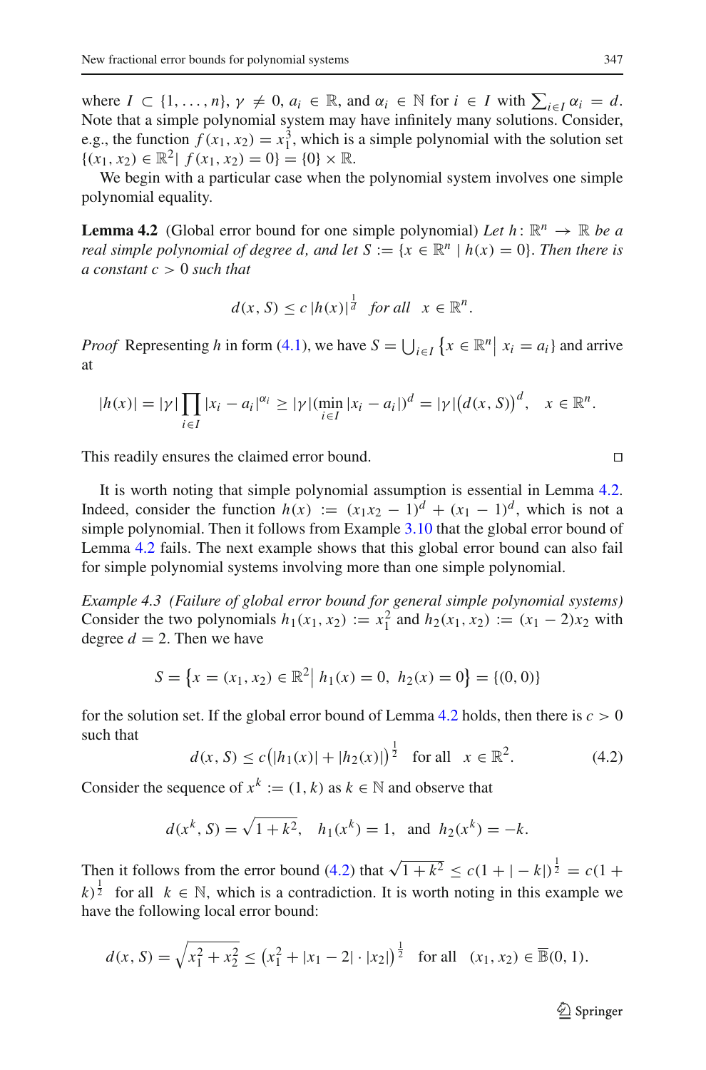where $I \subset \{1, \ldots, n\}$, $\gamma \neq 0$, $a_i \in \mathbb{R}$, and $\alpha_i \in \mathbb{N}$ for $i \in I$ with $\sum_{i \in I} \alpha_i = d$. Note that a simple polynomial system may have infinitely many solutions. Consider, e.g., the function $f(x_1, x_2) = x_1^3$, which is a simple polynomial with the solution set $\{(x_1, x_2) \in \mathbb{R}^2 | \, f(x_1, x_2) = 0\} = \{0\} \times \mathbb{R}$.

We begin with a particular case when the polynomial system involves one simple polynomial equality.

**Lemma 4.2** (Global error bound for one simple polynomial) *Let $h \colon \mathbb{R}^n \to \mathbb{R}$ be a real simple polynomial of degree $d$, and let $S := \{x \in \mathbb{R}^n \mid h(x) = 0\}$. Then there is a constant $c > 0$ such that*

$$d(x, S) \leq c \, |h(x)|^{\frac{1}{d}} \quad \text{for all} \quad x \in \mathbb{R}^n.$$

*Proof* Representing $h$ in form (4.1), we have $S = \bigcup_{i \in I} \left\{ x \in \mathbb{R}^n \middle| \, x_i = a_i \right\}$ and arrive at

$$|h(x)| = |\gamma| \prod_{i \in I} |x_i - a_i|^{\alpha_i} \geq |\gamma| (\min_{i \in I} |x_i - a_i|)^d = |\gamma| \big(d(x, S)\big)^d, \quad x \in \mathbb{R}^n.$$

This readily ensures the claimed error bound. □

It is worth noting that simple polynomial assumption is essential in Lemma 4.2. Indeed, consider the function $h(x) := (x_1 x_2 - 1)^d + (x_1 - 1)^d$, which is not a simple polynomial. Then it follows from Example 3.10 that the global error bound of Lemma 4.2 fails. The next example shows that this global error bound can also fail for simple polynomial systems involving more than one simple polynomial.

*Example 4.3 (Failure of global error bound for general simple polynomial systems)* Consider the two polynomials $h_1(x_1, x_2) := x_1^2$ and $h_2(x_1, x_2) := (x_1 - 2)x_2$ with degree $d = 2$. Then we have

$$S = \left\{ x = (x_1, x_2) \in \mathbb{R}^2 \middle| \, h_1(x) = 0, \; h_2(x) = 0 \right\} = \{(0, 0)\}$$

for the solution set. If the global error bound of Lemma 4.2 holds, then there is $c > 0$ such that

$$d(x, S) \leq c\big(|h_1(x)| + |h_2(x)|\big)^{\frac{1}{2}} \quad \text{for all} \quad x \in \mathbb{R}^2. \tag{4.2}$$

Consider the sequence of $x^k := (1, k)$ as $k \in \mathbb{N}$ and observe that

$$d(x^k, S) = \sqrt{1 + k^2}, \quad h_1(x^k) = 1, \quad \text{and} \quad h_2(x^k) = -k.$$

Then it follows from the error bound (4.2) that $\sqrt{1 + k^2} \leq c(1 + |-k|)^{\frac{1}{2}} = c(1 + k)^{\frac{1}{2}}$ for all $k \in \mathbb{N}$, which is a contradiction. It is worth noting in this example we have the following local error bound:

$$d(x, S) = \sqrt{x_1^2 + x_2^2} \leq \left(x_1^2 + |x_1 - 2| \cdot |x_2|\right)^{\frac{1}{2}} \quad \text{for all} \quad (x_1, x_2) \in \overline{\mathbb{B}}(0, 1).$$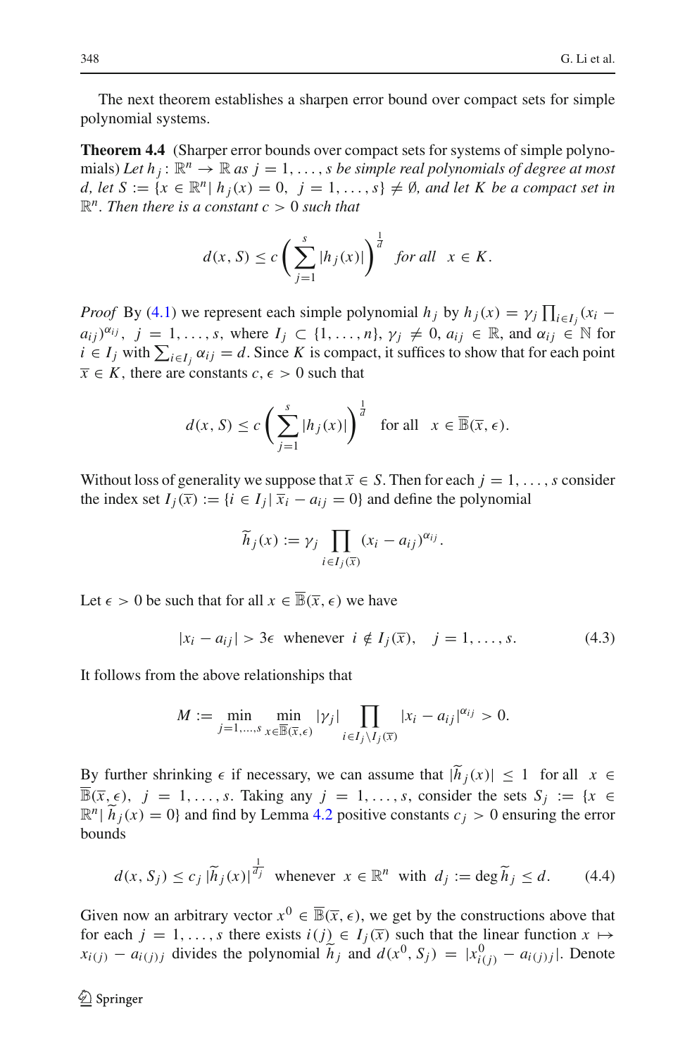The next theorem establishes a sharpen error bound over compact sets for simple polynomial systems.

**Theorem 4.4** (Sharper error bounds over compact sets for systems of simple polynomials) *Let $h_j\colon \mathbb{R}^n \to \mathbb{R}$ as $j = 1, \ldots, s$ be simple real polynomials of degree at most $d$, let $S := \{x \in \mathbb{R}^n |\, h_j(x) = 0,\ j = 1, \ldots, s\} \neq \emptyset$, and let $K$ be a compact set in $\mathbb{R}^n$. Then there is a constant $c > 0$ such that*

$$d(x, S) \leq c \left( \sum_{j=1}^{s} |h_j(x)| \right)^{\frac{1}{d}} \quad \text{for all} \quad x \in K.$$

*Proof* By (4.1) we represent each simple polynomial $h_j$ by $h_j(x) = \gamma_j \prod_{i \in I_j} (x_i - a_{ij})^{\alpha_{ij}}$, $j = 1, \ldots, s$, where $I_j \subset \{1, \ldots, n\}$, $\gamma_j \neq 0$, $a_{ij} \in \mathbb{R}$, and $\alpha_{ij} \in \mathbb{N}$ for $i \in I_j$ with $\sum_{i \in I_j} \alpha_{ij} = d$. Since $K$ is compact, it suffices to show that for each point $\overline{x} \in K$, there are constants $c, \epsilon > 0$ such that

$$d(x, S) \leq c \left( \sum_{j=1}^{s} |h_j(x)| \right)^{\frac{1}{d}} \quad \text{for all} \quad x \in \overline{\mathbb{B}}(\overline{x}, \epsilon).$$

Without loss of generality we suppose that $\overline{x} \in S$. Then for each $j = 1, \ldots, s$ consider the index set $I_j(\overline{x}) := \{i \in I_j |\, \overline{x}_i - a_{ij} = 0\}$ and define the polynomial

$$\widetilde{h}_j(x) := \gamma_j \prod_{i \in I_j(\overline{x})} (x_i - a_{ij})^{\alpha_{ij}}.$$

Let $\epsilon > 0$ be such that for all $x \in \overline{\mathbb{B}}(\overline{x}, \epsilon)$ we have

$$|x_i - a_{ij}| > 3\epsilon \ \text{ whenever } \ i \notin I_j(\overline{x}), \quad j = 1, \ldots, s. \tag{4.3}$$

It follows from the above relationships that

$$M := \min_{j=1,\ldots,s} \min_{x \in \overline{\mathbb{B}}(\overline{x}, \epsilon)} |\gamma_j| \prod_{i \in I_j \setminus I_j(\overline{x})} |x_i - a_{ij}|^{\alpha_{ij}} > 0.$$

By further shrinking $\epsilon$ if necessary, we can assume that $|\widetilde{h}_j(x)| \leq 1$ for all $x \in \overline{\mathbb{B}}(\overline{x}, \epsilon)$, $j = 1, \ldots, s$. Taking any $j = 1, \ldots, s$, consider the sets $S_j := \{x \in \mathbb{R}^n |\, \widetilde{h}_j(x) = 0\}$ and find by Lemma 4.2 positive constants $c_j > 0$ ensuring the error bounds

$$d(x, S_j) \leq c_j\, |\widetilde{h}_j(x)|^{\frac{1}{d_j}} \ \text{ whenever } \ x \in \mathbb{R}^n \ \text{ with } \ d_j := \deg \widetilde{h}_j \leq d. \tag{4.4}$$

Given now an arbitrary vector $x^0 \in \overline{\mathbb{B}}(\overline{x}, \epsilon)$, we get by the constructions above that for each $j = 1, \ldots, s$ there exists $i(j) \in I_j(\overline{x})$ such that the linear function $x \mapsto x_{i(j)} - a_{i(j)j}$ divides the polynomial $\widetilde{h}_j$ and $d(x^0, S_j) = |x^0_{i(j)} - a_{i(j)j}|$. Denote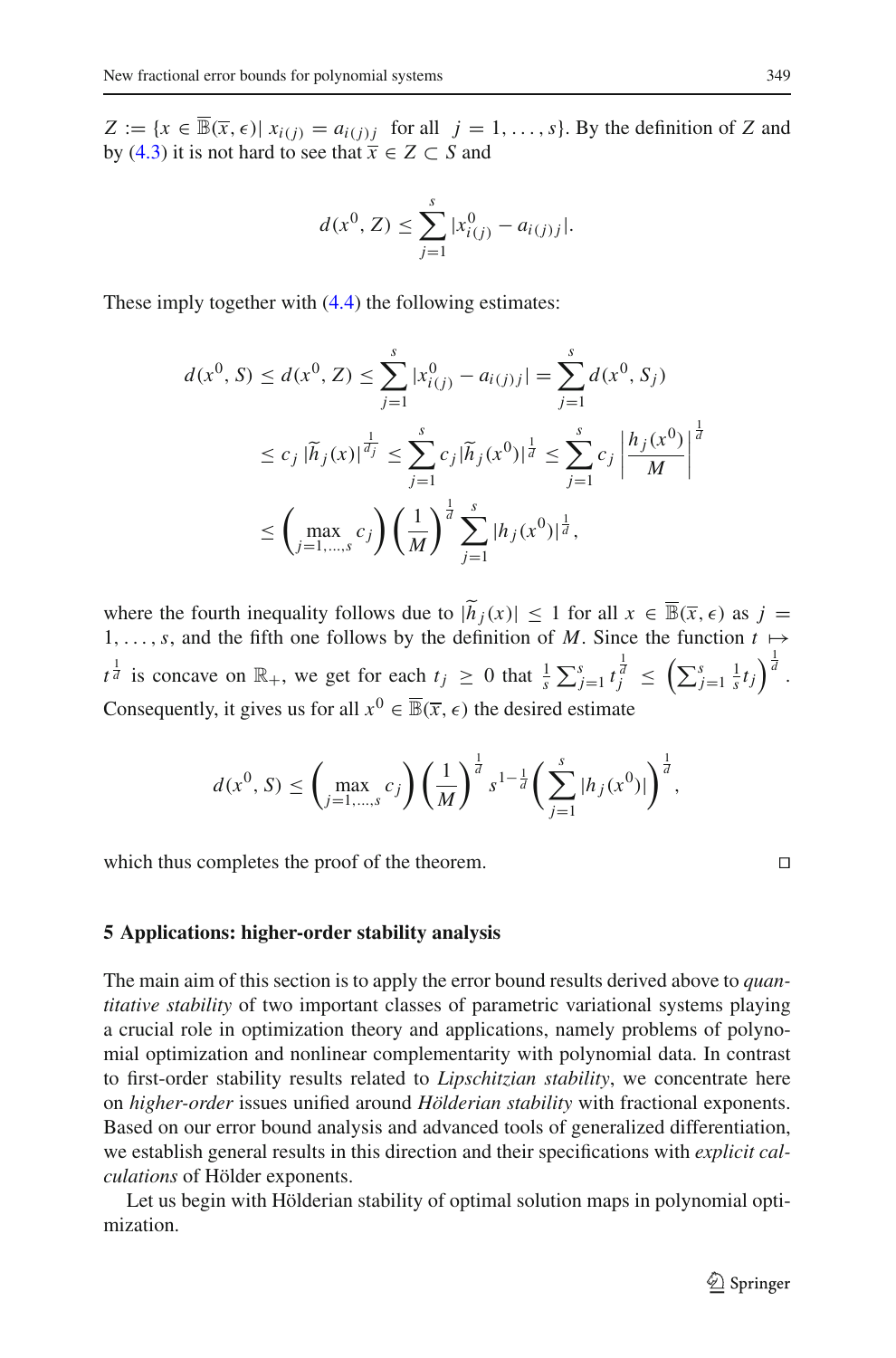$Z := \{x \in \overline{\mathbb{B}}(\overline{x}, \epsilon) | \ x_{i(j)} = a_{i(j)j} \ \text{ for all } \ j = 1, \ldots, s\}$. By the definition of $Z$ and by (4.3) it is not hard to see that $\overline{x} \in Z \subset S$ and

$$d(x^0, Z) \leq \sum_{j=1}^{s} |x^0_{i(j)} - a_{i(j)j}|.$$

These imply together with (4.4) the following estimates:

$$\begin{aligned}
d(x^0, S) &\leq d(x^0, Z) \leq \sum_{j=1}^{s} |x^0_{i(j)} - a_{i(j)j}| = \sum_{j=1}^{s} d(x^0, S_j) \\
&\leq c_j \, |\widetilde{h}_j(x)|^{\frac{1}{d_j}} \leq \sum_{j=1}^{s} c_j |\widetilde{h}_j(x^0)|^{\frac{1}{d}} \leq \sum_{j=1}^{s} c_j \left| \frac{h_j(x^0)}{M} \right|^{\frac{1}{d}} \\
&\leq \left( \max_{j=1,\ldots,s} c_j \right) \left( \frac{1}{M} \right)^{\frac{1}{d}} \sum_{j=1}^{s} |h_j(x^0)|^{\frac{1}{d}},
\end{aligned}$$

where the fourth inequality follows due to $|\widetilde{h}_j(x)| \leq 1$ for all $x \in \overline{\mathbb{B}}(\overline{x}, \epsilon)$ as $j = 1, \ldots, s$, and the fifth one follows by the definition of $M$. Since the function $t \mapsto t^{\frac{1}{d}}$ is concave on $\mathbb{R}_+$, we get for each $t_j \geq 0$ that $\frac{1}{s} \sum_{j=1}^{s} t_j^{\frac{1}{d}} \leq \left( \sum_{j=1}^{s} \frac{1}{s} t_j \right)^{\frac{1}{d}}$. Consequently, it gives us for all $x^0 \in \overline{\mathbb{B}}(\overline{x}, \epsilon)$ the desired estimate

$$d(x^0, S) \leq \left( \max_{j=1,\ldots,s} c_j \right) \left( \frac{1}{M} \right)^{\frac{1}{d}} s^{1-\frac{1}{d}} \left( \sum_{j=1}^{s} |h_j(x^0)| \right)^{\frac{1}{d}},$$

which thus completes the proof of the theorem. $\square$

## 5 Applications: higher-order stability analysis

The main aim of this section is to apply the error bound results derived above to *quantitative stability* of two important classes of parametric variational systems playing a crucial role in optimization theory and applications, namely problems of polynomial optimization and nonlinear complementarity with polynomial data. In contrast to first-order stability results related to *Lipschitzian stability*, we concentrate here on *higher-order* issues unified around *Hölderian stability* with fractional exponents. Based on our error bound analysis and advanced tools of generalized differentiation, we establish general results in this direction and their specifications with *explicit calculations* of Hölder exponents.

Let us begin with Hölderian stability of optimal solution maps in polynomial optimization.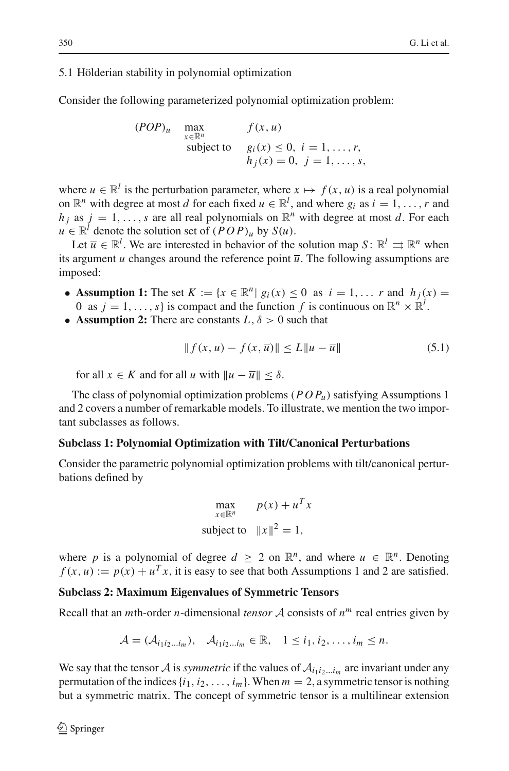### 5.1 Hölderian stability in polynomial optimization

Consider the following parameterized polynomial optimization problem:

$$
\begin{array}{lll}
(POP)_u & \max\limits_{x \in \mathbb{R}^n} & f(x,u) \\
& \text{subject to} & g_i(x) \le 0,\ i = 1,\ldots,r, \\
& & h_j(x) = 0,\ j = 1,\ldots,s,
\end{array}
$$

where $u \in \mathbb{R}^l$ is the perturbation parameter, where $x \mapsto f(x,u)$ is a real polynomial on $\mathbb{R}^n$ with degree at most $d$ for each fixed $u \in \mathbb{R}^l$, and where $g_i$ as $i = 1,\ldots,r$ and $h_j$ as $j = 1,\ldots,s$ are all real polynomials on $\mathbb{R}^n$ with degree at most $d$. For each $u \in \mathbb{R}^l$ denote the solution set of $(POP)_u$ by $S(u)$.

Let $\overline{u} \in \mathbb{R}^l$. We are interested in behavior of the solution map $S\colon \mathbb{R}^l \rightrightarrows \mathbb{R}^n$ when its argument $u$ changes around the reference point $\overline{u}$. The following assumptions are imposed:

- **Assumption 1:** The set $K := \{x \in \mathbb{R}^n |\ g_i(x) \le 0 \ \text{ as } \ i = 1,\ldots r \text{ and } \ h_j(x) = 0 \ \text{ as } \ j = 1,\ldots,s\}$ is compact and the function $f$ is continuous on $\mathbb{R}^n \times \mathbb{R}^l$.
- **Assumption 2:** There are constants $L, \delta > 0$ such that

$$
\|f(x,u) - f(x,\overline{u})\| \le L\|u - \overline{u}\| \tag{5.1}
$$

for all $x \in K$ and for all $u$ with $\|u - \overline{u}\| \le \delta$.

The class of polynomial optimization problems $(POP_u)$ satisfying Assumptions 1 and 2 covers a number of remarkable models. To illustrate, we mention the two important subclasses as follows.

**Subclass 1: Polynomial Optimization with Tilt/Canonical Perturbations**

Consider the parametric polynomial optimization problems with tilt/canonical perturbations defined by

$$
\begin{array}{ll}
\max\limits_{x \in \mathbb{R}^n} & p(x) + u^T x \\
\text{subject to} & \|x\|^2 = 1,
\end{array}
$$

where $p$ is a polynomial of degree $d \ge 2$ on $\mathbb{R}^n$, and where $u \in \mathbb{R}^n$. Denoting $f(x,u) := p(x) + u^T x$, it is easy to see that both Assumptions 1 and 2 are satisfied.

**Subclass 2: Maximum Eigenvalues of Symmetric Tensors**

Recall that an $m$th-order $n$-dimensional *tensor* $\mathcal{A}$ consists of $n^m$ real entries given by

$$
\mathcal{A} = (\mathcal{A}_{i_1 i_2 \ldots i_m}), \quad \mathcal{A}_{i_1 i_2 \ldots i_m} \in \mathbb{R}, \quad 1 \le i_1, i_2, \ldots, i_m \le n.
$$

We say that the tensor $\mathcal{A}$ is *symmetric* if the values of $\mathcal{A}_{i_1 i_2 \ldots i_m}$ are invariant under any permutation of the indices $\{i_1, i_2, \ldots, i_m\}$. When $m = 2$, a symmetric tensor is nothing but a symmetric matrix. The concept of symmetric tensor is a multilinear extension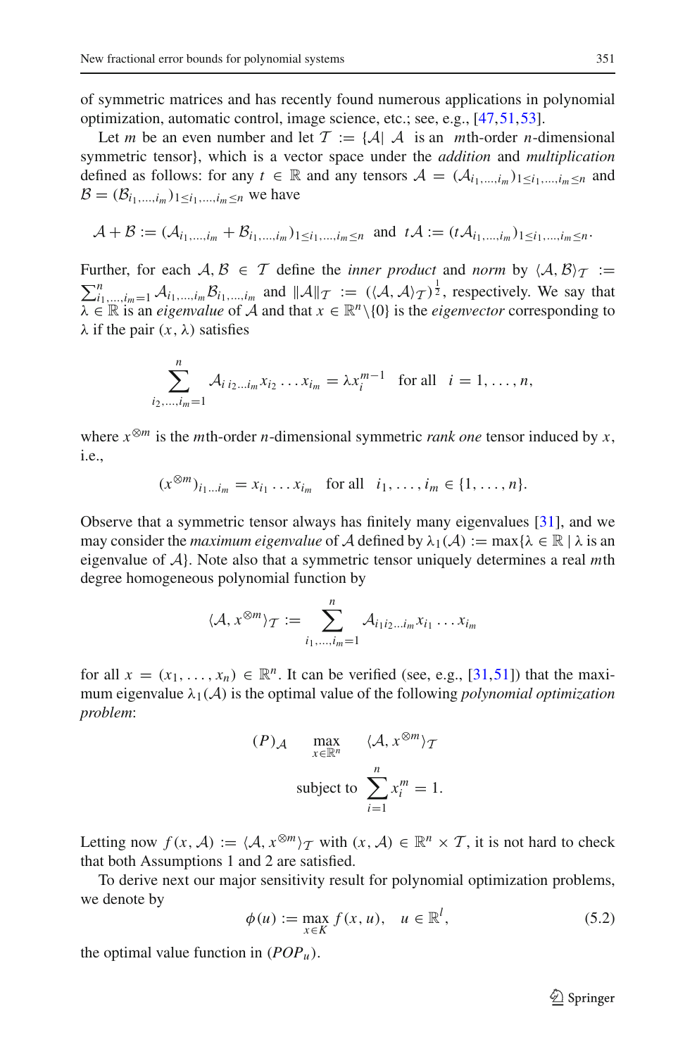of symmetric matrices and has recently found numerous applications in polynomial optimization, automatic control, image science, etc.; see, e.g., [47,51,53].

Let $m$ be an even number and let $\mathcal{T} := \{\mathcal{A} |\ \mathcal{A}$ is an $m$th-order $n$-dimensional symmetric tensor$\}$, which is a vector space under the *addition* and *multiplication* defined as follows: for any $t \in \mathbb{R}$ and any tensors $\mathcal{A} = (\mathcal{A}_{i_1,\ldots,i_m})_{1 \le i_1,\ldots,i_m \le n}$ and $\mathcal{B} = (\mathcal{B}_{i_1,\ldots,i_m})_{1 \le i_1,\ldots,i_m \le n}$ we have

$$\mathcal{A} + \mathcal{B} := (\mathcal{A}_{i_1,\ldots,i_m} + \mathcal{B}_{i_1,\ldots,i_m})_{1 \le i_1,\ldots,i_m \le n} \ \text{ and } \ t\mathcal{A} := (t\mathcal{A}_{i_1,\ldots,i_m})_{1 \le i_1,\ldots,i_m \le n}.$$

Further, for each $\mathcal{A}, \mathcal{B} \in \mathcal{T}$ define the *inner product* and *norm* by $\langle \mathcal{A}, \mathcal{B} \rangle_{\mathcal{T}} := \sum_{i_1,\ldots,i_m=1}^{n} \mathcal{A}_{i_1,\ldots,i_m} \mathcal{B}_{i_1,\ldots,i_m}$ and $\|\mathcal{A}\|_{\mathcal{T}} := (\langle \mathcal{A}, \mathcal{A} \rangle_{\mathcal{T}})^{\frac{1}{2}}$, respectively. We say that $\lambda \in \mathbb{R}$ is an *eigenvalue* of $\mathcal{A}$ and that $x \in \mathbb{R}^n \backslash \{0\}$ is the *eigenvector* corresponding to $\lambda$ if the pair $(x, \lambda)$ satisfies

$$\sum_{i_2,\ldots,i_m=1}^{n} \mathcal{A}_{i\, i_2 \ldots i_m} x_{i_2} \ldots x_{i_m} = \lambda x_i^{m-1} \quad \text{for all} \quad i = 1, \ldots, n,$$

where $x^{\otimes m}$ is the $m$th-order $n$-dimensional symmetric *rank one* tensor induced by $x$, i.e.,

$$(x^{\otimes m})_{i_1 \ldots i_m} = x_{i_1} \ldots x_{i_m} \quad \text{for all} \quad i_1, \ldots, i_m \in \{1, \ldots, n\}.$$

Observe that a symmetric tensor always has finitely many eigenvalues [31], and we may consider the *maximum eigenvalue* of $\mathcal{A}$ defined by $\lambda_1(\mathcal{A}) := \max\{\lambda \in \mathbb{R} \mid \lambda$ is an eigenvalue of $\mathcal{A}\}$. Note also that a symmetric tensor uniquely determines a real $m$th degree homogeneous polynomial function by

$$\langle \mathcal{A}, x^{\otimes m} \rangle_{\mathcal{T}} := \sum_{i_1,\ldots,i_m=1}^{n} \mathcal{A}_{i_1 i_2 \ldots i_m} x_{i_1} \ldots x_{i_m}$$

for all $x = (x_1, \ldots, x_n) \in \mathbb{R}^n$. It can be verified (see, e.g., [31,51]) that the maximum eigenvalue $\lambda_1(\mathcal{A})$ is the optimal value of the following *polynomial optimization problem*:

$$(P)_{\mathcal{A}} \qquad \max_{x \in \mathbb{R}^n} \quad \langle \mathcal{A}, x^{\otimes m} \rangle_{\mathcal{T}}$$
$$\text{subject to} \ \sum_{i=1}^{n} x_i^m = 1.$$

Letting now $f(x, \mathcal{A}) := \langle \mathcal{A}, x^{\otimes m} \rangle_{\mathcal{T}}$ with $(x, \mathcal{A}) \in \mathbb{R}^n \times \mathcal{T}$, it is not hard to check that both Assumptions 1 and 2 are satisfied.

To derive next our major sensitivity result for polynomial optimization problems, we denote by

$$\phi(u) := \max_{x \in K} f(x, u), \quad u \in \mathbb{R}^l, \tag{5.2}$$

the optimal value function in $(POP_u)$.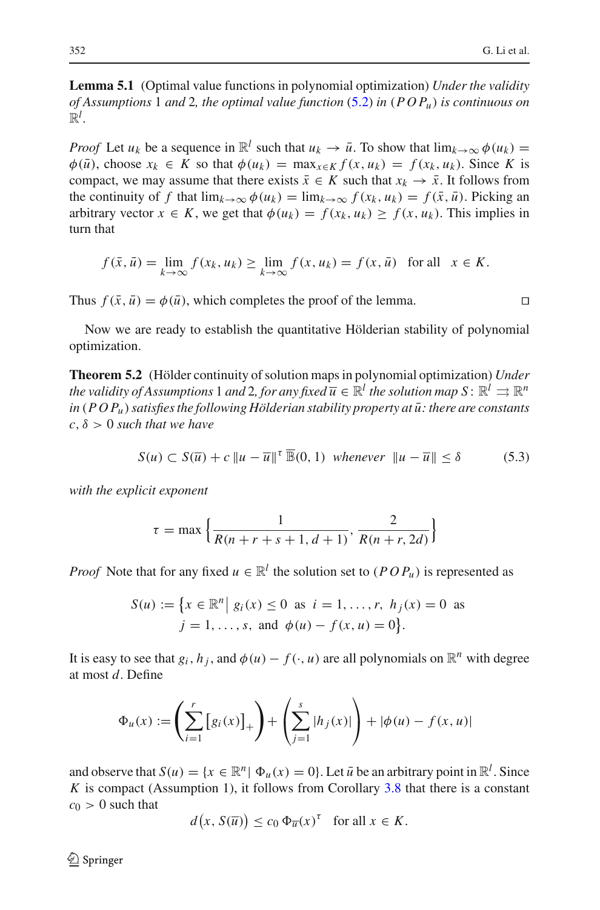**Lemma 5.1** (Optimal value functions in polynomial optimization) *Under the validity of Assumptions* 1 *and* 2*, the optimal value function* (5.2) *in* $(POP_u)$ *is continuous on* $\mathbb{R}^l$.

*Proof* Let $u_k$ be a sequence in $\mathbb{R}^l$ such that $u_k \to \bar{u}$. To show that $\lim_{k\to\infty} \phi(u_k) = \phi(\bar{u})$, choose $x_k \in K$ so that $\phi(u_k) = \max_{x\in K} f(x, u_k) = f(x_k, u_k)$. Since $K$ is compact, we may assume that there exists $\bar{x} \in K$ such that $x_k \to \bar{x}$. It follows from the continuity of $f$ that $\lim_{k\to\infty} \phi(u_k) = \lim_{k\to\infty} f(x_k, u_k) = f(\bar{x}, \bar{u})$. Picking an arbitrary vector $x \in K$, we get that $\phi(u_k) = f(x_k, u_k) \geq f(x, u_k)$. This implies in turn that

$$f(\bar{x}, \bar{u}) = \lim_{k\to\infty} f(x_k, u_k) \geq \lim_{k\to\infty} f(x, u_k) = f(x, \bar{u}) \quad \text{for all} \quad x \in K.$$

Thus $f(\bar{x}, \bar{u}) = \phi(\bar{u})$, which completes the proof of the lemma. $\square$

Now we are ready to establish the quantitative Hölderian stability of polynomial optimization.

**Theorem 5.2** (Hölder continuity of solution maps in polynomial optimization) *Under the validity of Assumptions* 1 *and* 2*, for any fixed* $\overline{u} \in \mathbb{R}^l$ *the solution map* $S\colon \mathbb{R}^l \rightrightarrows \mathbb{R}^n$ *in* $(POP_u)$ *satisfies the following Hölderian stability property at* $\bar{u}$*: there are constants* $c, \delta > 0$ *such that we have*

$$S(u) \subset S(\overline{u}) + c\,\|u - \overline{u}\|^{\tau}\, \overline{\mathbb{B}}(0, 1) \;\; \textit{whenever} \;\; \|u - \overline{u}\| \leq \delta \tag{5.3}$$

*with the explicit exponent*

$$\tau = \max\left\{\frac{1}{R(n + r + s + 1, d + 1)}, \frac{2}{R(n + r, 2d)}\right\}$$

*Proof* Note that for any fixed $u \in \mathbb{R}^l$ the solution set to $(POP_u)$ is represented as

$$S(u) := \big\{x \in \mathbb{R}^n \big|\; g_i(x) \leq 0 \;\text{ as }\; i = 1, \ldots, r,\;\; h_j(x) = 0 \;\text{ as }\; j = 1, \ldots, s, \;\text{ and }\; \phi(u) - f(x, u) = 0\big\}.$$

It is easy to see that $g_i$, $h_j$, and $\phi(u) - f(\cdot, u)$ are all polynomials on $\mathbb{R}^n$ with degree at most $d$. Define

$$\Phi_u(x) := \left(\sum_{i=1}^{r} \big[g_i(x)\big]_+\right) + \left(\sum_{j=1}^{s} |h_j(x)|\right) + |\phi(u) - f(x, u)|$$

and observe that $S(u) = \{x \in \mathbb{R}^n |\; \Phi_u(x) = 0\}$. Let $\bar{u}$ be an arbitrary point in $\mathbb{R}^l$. Since $K$ is compact (Assumption 1), it follows from Corollary 3.8 that there is a constant $c_0 > 0$ such that

$$d\big(x, S(\overline{u})\big) \leq c_0\, \Phi_{\overline{u}}(x)^{\tau} \quad \text{for all } x \in K.$$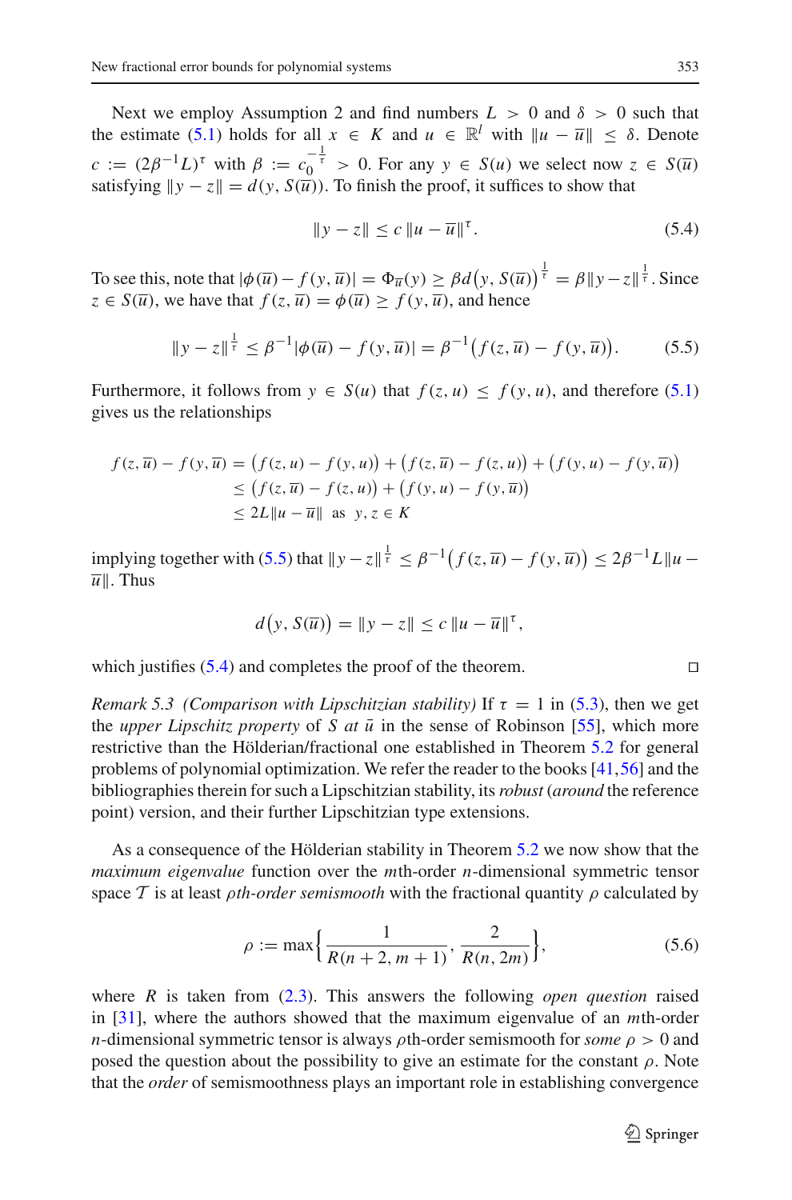Next we employ Assumption 2 and find numbers $L > 0$ and $\delta > 0$ such that the estimate (5.1) holds for all $x \in K$ and $u \in \mathbb{R}^l$ with $\|u - \overline{u}\| \leq \delta$. Denote $c := (2\beta^{-1}L)^\tau$ with $\beta := c_0^{-\frac{1}{\tau}} > 0$. For any $y \in S(u)$ we select now $z \in S(\overline{u})$ satisfying $\|y - z\| = d(y, S(\overline{u}))$. To finish the proof, it suffices to show that

$$\|y - z\| \leq c\, \|u - \overline{u}\|^\tau. \tag{5.4}$$

To see this, note that $|\phi(\overline{u}) - f(y, \overline{u})| = \Phi_{\overline{u}}(y) \geq \beta d\big(y, S(\overline{u})\big)^{\frac{1}{\tau}} = \beta \|y - z\|^{\frac{1}{\tau}}$. Since $z \in S(\overline{u})$, we have that $f(z, \overline{u}) = \phi(\overline{u}) \geq f(y, \overline{u})$, and hence

$$\|y - z\|^{\frac{1}{\tau}} \leq \beta^{-1}|\phi(\overline{u}) - f(y, \overline{u})| = \beta^{-1}\big(f(z, \overline{u}) - f(y, \overline{u})\big). \tag{5.5}$$

Furthermore, it follows from $y \in S(u)$ that $f(z, u) \leq f(y, u)$, and therefore (5.1) gives us the relationships

$$\begin{aligned}
f(z, \overline{u}) - f(y, \overline{u}) &= \big(f(z, u) - f(y, u)\big) + \big(f(z, \overline{u}) - f(z, u)\big) + \big(f(y, u) - f(y, \overline{u})\big) \\
&\leq \big(f(z, \overline{u}) - f(z, u)\big) + \big(f(y, u) - f(y, \overline{u})\big) \\
&\leq 2L\|u - \overline{u}\| \quad \text{as} \quad y, z \in K
\end{aligned}$$

implying together with (5.5) that $\|y - z\|^{\frac{1}{\tau}} \leq \beta^{-1}\big(f(z, \overline{u}) - f(y, \overline{u})\big) \leq 2\beta^{-1}L\|u - \overline{u}\|$. Thus

$$d\big(y, S(\overline{u})\big) = \|y - z\| \leq c\, \|u - \overline{u}\|^\tau,$$

which justifies (5.4) and completes the proof of the theorem. $\square$

*Remark 5.3 (Comparison with Lipschitzian stability)* If $\tau = 1$ in (5.3), then we get the *upper Lipschitz property* of $S$ *at* $\bar{u}$ in the sense of Robinson [55], which more restrictive than the Hölderian/fractional one established in Theorem 5.2 for general problems of polynomial optimization. We refer the reader to the books [41,56] and the bibliographies therein for such a Lipschitzian stability, its *robust* (*around* the reference point) version, and their further Lipschitzian type extensions.

As a consequence of the Hölderian stability in Theorem 5.2 we now show that the *maximum eigenvalue* function over the $m$th-order $n$-dimensional symmetric tensor space $\mathcal{T}$ is at least *$\rho$th-order semismooth* with the fractional quantity $\rho$ calculated by

$$\rho := \max\left\{\frac{1}{R(n+2, m+1)}, \frac{2}{R(n, 2m)}\right\}, \tag{5.6}$$

where $R$ is taken from (2.3). This answers the following *open question* raised in [31], where the authors showed that the maximum eigenvalue of an $m$th-order $n$-dimensional symmetric tensor is always $\rho$th-order semismooth for *some* $\rho > 0$ and posed the question about the possibility to give an estimate for the constant $\rho$. Note that the *order* of semismoothness plays an important role in establishing convergence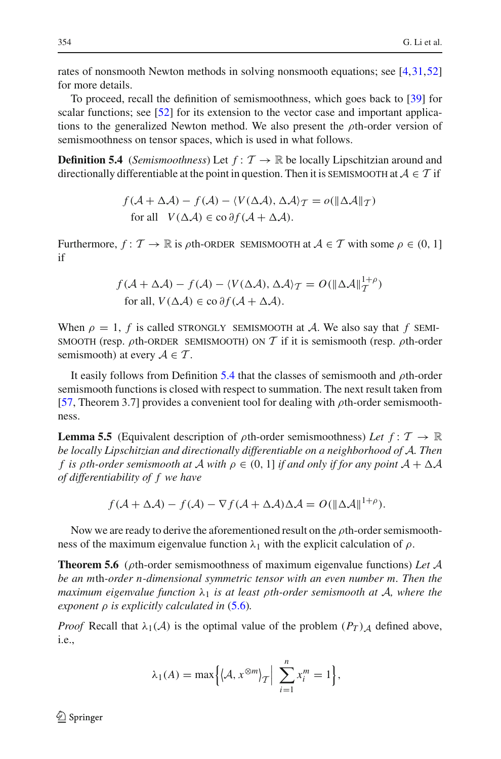rates of nonsmooth Newton methods in solving nonsmooth equations; see [4,31,52] for more details.

To proceed, recall the definition of semismoothness, which goes back to [39] for scalar functions; see [52] for its extension to the vector case and important applications to the generalized Newton method. We also present the $\rho$th-order version of semismoothness on tensor spaces, which is used in what follows.

**Definition 5.4** (*Semismoothness*) Let $f:\mathcal{T}\to\mathbb{R}$ be locally Lipschitzian around and directionally differentiable at the point in question. Then it is SEMISMOOTH at $\mathcal{A}\in\mathcal{T}$ if

$$f(\mathcal{A}+\Delta\mathcal{A})-f(\mathcal{A})-\langle V(\Delta\mathcal{A}),\Delta\mathcal{A}\rangle_{\mathcal{T}}=o(\|\Delta\mathcal{A}\|_{\mathcal{T}})$$
$$\text{for all}\quad V(\Delta\mathcal{A})\in \operatorname{co}\partial f(\mathcal{A}+\Delta\mathcal{A}).$$

Furthermore, $f:\mathcal{T}\to\mathbb{R}$ is $\rho$th-ORDER SEMISMOOTH at $\mathcal{A}\in\mathcal{T}$ with some $\rho\in(0,1]$ if

$$f(\mathcal{A}+\Delta\mathcal{A})-f(\mathcal{A})-\langle V(\Delta\mathcal{A}),\Delta\mathcal{A}\rangle_{\mathcal{T}}=O(\|\Delta\mathcal{A}\|_{\mathcal{T}}^{1+\rho})$$
$$\text{for all, } V(\Delta\mathcal{A})\in \operatorname{co}\partial f(\mathcal{A}+\Delta\mathcal{A}).$$

When $\rho=1$, $f$ is called STRONGLY SEMISMOOTH at $\mathcal{A}$. We also say that $f$ SEMISMOOTH (resp. $\rho$th-ORDER SEMISMOOTH) ON $\mathcal{T}$ if it is semismooth (resp. $\rho$th-order semismooth) at every $\mathcal{A}\in\mathcal{T}$.

It easily follows from Definition 5.4 that the classes of semismooth and $\rho$th-order semismooth functions is closed with respect to summation. The next result taken from [57, Theorem 3.7] provides a convenient tool for dealing with $\rho$th-order semismoothness.

**Lemma 5.5** (Equivalent description of $\rho$th-order semismoothness) *Let $f:\mathcal{T}\to\mathbb{R}$ be locally Lipschitzian and directionally differentiable on a neighborhood of $\mathcal{A}$. Then $f$ is $\rho$th-order semismooth at $\mathcal{A}$ with $\rho\in(0,1]$ if and only if for any point $\mathcal{A}+\Delta\mathcal{A}$ of differentiability of $f$ we have*

$$f(\mathcal{A}+\Delta\mathcal{A})-f(\mathcal{A})-\nabla f(\mathcal{A}+\Delta\mathcal{A})\Delta\mathcal{A}=O(\|\Delta\mathcal{A}\|^{1+\rho}).$$

Now we are ready to derive the aforementioned result on the $\rho$th-order semismoothness of the maximum eigenvalue function $\lambda_1$ with the explicit calculation of $\rho$.

**Theorem 5.6** ($\rho$th-order semismoothness of maximum eigenvalue functions) *Let $\mathcal{A}$ be an $m$th-order $n$-dimensional symmetric tensor with an even number $m$. Then the maximum eigenvalue function $\lambda_1$ is at least $\rho$th-order semismooth at $\mathcal{A}$, where the exponent $\rho$ is explicitly calculated in (5.6).*

*Proof* Recall that $\lambda_1(\mathcal{A})$ is the optimal value of the problem $(P_T)_{\mathcal{A}}$ defined above, i.e.,

$$\lambda_1(A)=\max\Big\{\langle\mathcal{A},x^{\otimes m}\rangle_{\mathcal{T}}\Big|\ \sum_{i=1}^n x_i^m=1\Big\},$$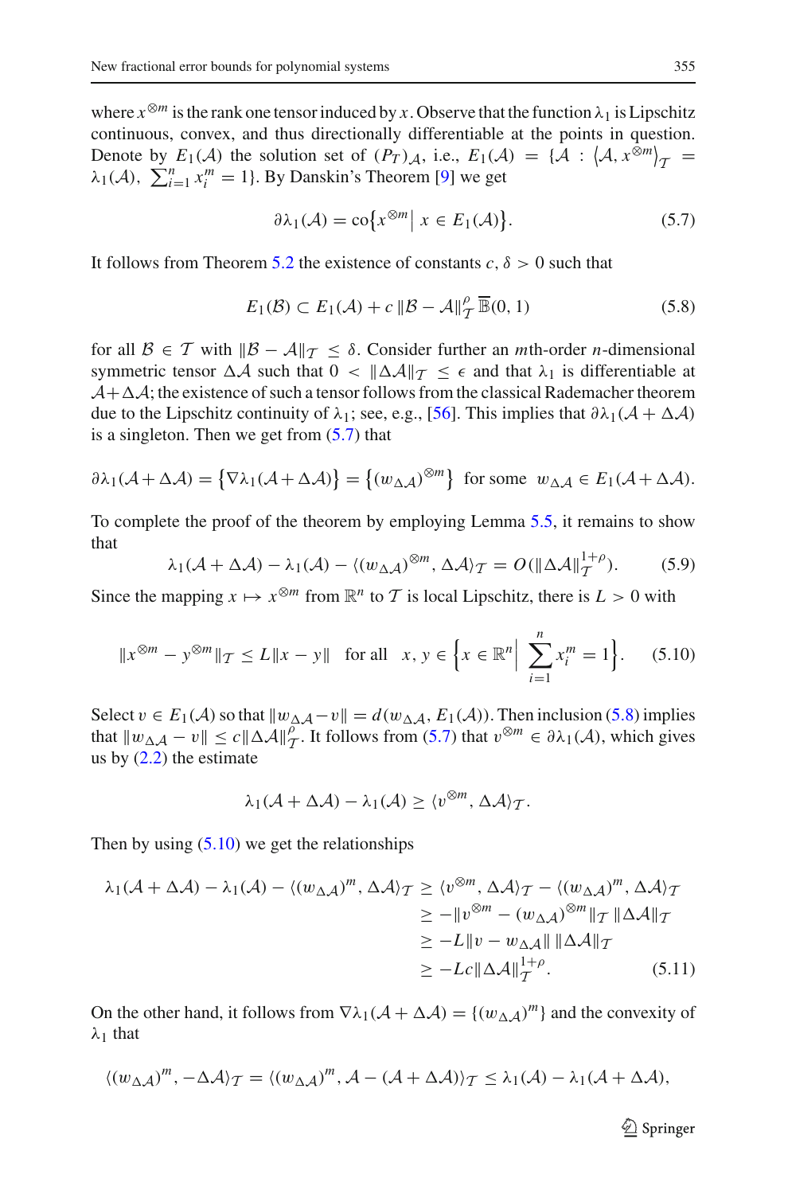where $x^{\otimes m}$ is the rank one tensor induced by $x$. Observe that the function $\lambda_1$ is Lipschitz continuous, convex, and thus directionally differentiable at the points in question. Denote by $E_1(\mathcal{A})$ the solution set of $(P_{\mathcal{T}})_{\mathcal{A}}$, i.e., $E_1(\mathcal{A}) = \{\mathcal{A} : \langle \mathcal{A}, x^{\otimes m}\rangle_{\mathcal{T}} = \lambda_1(\mathcal{A}),\ \sum_{i=1}^n x_i^m = 1\}$. By Danskin's Theorem [9] we get

$$\partial\lambda_1(\mathcal{A}) = \operatorname{co}\{x^{\otimes m} \mid x \in E_1(\mathcal{A})\}. \tag{5.7}$$

It follows from Theorem 5.2 the existence of constants $c, \delta > 0$ such that

$$E_1(\mathcal{B}) \subset E_1(\mathcal{A}) + c\,\|\mathcal{B} - \mathcal{A}\|_{\mathcal{T}}^{\rho}\,\overline{\mathbb{B}}(0,1) \tag{5.8}$$

for all $\mathcal{B} \in \mathcal{T}$ with $\|\mathcal{B} - \mathcal{A}\|_{\mathcal{T}} \le \delta$. Consider further an $m$th-order $n$-dimensional symmetric tensor $\Delta\mathcal{A}$ such that $0 < \|\Delta\mathcal{A}\|_{\mathcal{T}} \le \epsilon$ and that $\lambda_1$ is differentiable at $\mathcal{A} + \Delta\mathcal{A}$; the existence of such a tensor follows from the classical Rademacher theorem due to the Lipschitz continuity of $\lambda_1$; see, e.g., [56]. This implies that $\partial\lambda_1(\mathcal{A} + \Delta\mathcal{A})$ is a singleton. Then we get from (5.7) that

$$\partial\lambda_1(\mathcal{A} + \Delta\mathcal{A}) = \{\nabla\lambda_1(\mathcal{A} + \Delta\mathcal{A})\} = \{(w_{\Delta\mathcal{A}})^{\otimes m}\} \ \text{ for some } \ w_{\Delta\mathcal{A}} \in E_1(\mathcal{A} + \Delta\mathcal{A}).$$

To complete the proof of the theorem by employing Lemma 5.5, it remains to show that

$$\lambda_1(\mathcal{A} + \Delta\mathcal{A}) - \lambda_1(\mathcal{A}) - \langle (w_{\Delta\mathcal{A}})^{\otimes m}, \Delta\mathcal{A}\rangle_{\mathcal{T}} = O(\|\Delta\mathcal{A}\|_{\mathcal{T}}^{1+\rho}). \tag{5.9}$$

Since the mapping $x \mapsto x^{\otimes m}$ from $\mathbb{R}^n$ to $\mathcal{T}$ is local Lipschitz, there is $L > 0$ with

$$\|x^{\otimes m} - y^{\otimes m}\|_{\mathcal{T}} \le L\|x - y\| \quad \text{for all} \quad x, y \in \left\{x \in \mathbb{R}^n \,\Big|\, \sum_{i=1}^n x_i^m = 1\right\}. \tag{5.10}$$

Select $v \in E_1(\mathcal{A})$ so that $\|w_{\Delta\mathcal{A}} - v\| = d(w_{\Delta\mathcal{A}}, E_1(\mathcal{A}))$. Then inclusion (5.8) implies that $\|w_{\Delta\mathcal{A}} - v\| \le c\|\Delta\mathcal{A}\|_{\mathcal{T}}^{\rho}$. It follows from (5.7) that $v^{\otimes m} \in \partial\lambda_1(\mathcal{A})$, which gives us by (2.2) the estimate

$$\lambda_1(\mathcal{A} + \Delta\mathcal{A}) - \lambda_1(\mathcal{A}) \ge \langle v^{\otimes m}, \Delta\mathcal{A}\rangle_{\mathcal{T}}.$$

Then by using (5.10) we get the relationships

$$\begin{aligned}
\lambda_1(\mathcal{A} + \Delta\mathcal{A}) - \lambda_1(\mathcal{A}) - \langle (w_{\Delta\mathcal{A}})^m, \Delta\mathcal{A}\rangle_{\mathcal{T}} &\ge \langle v^{\otimes m}, \Delta\mathcal{A}\rangle_{\mathcal{T}} - \langle (w_{\Delta\mathcal{A}})^m, \Delta\mathcal{A}\rangle_{\mathcal{T}} \\
&\ge -\|v^{\otimes m} - (w_{\Delta\mathcal{A}})^{\otimes m}\|_{\mathcal{T}}\,\|\Delta\mathcal{A}\|_{\mathcal{T}} \\
&\ge -L\|v - w_{\Delta\mathcal{A}}\|\,\|\Delta\mathcal{A}\|_{\mathcal{T}} \\
&\ge -Lc\|\Delta\mathcal{A}\|_{\mathcal{T}}^{1+\rho}.
\end{aligned} \tag{5.11}$$

On the other hand, it follows from $\nabla\lambda_1(\mathcal{A} + \Delta\mathcal{A}) = \{(w_{\Delta\mathcal{A}})^m\}$ and the convexity of $\lambda_1$ that

$$\langle (w_{\Delta\mathcal{A}})^m, -\Delta\mathcal{A}\rangle_{\mathcal{T}} = \langle (w_{\Delta\mathcal{A}})^m, \mathcal{A} - (\mathcal{A} + \Delta\mathcal{A})\rangle_{\mathcal{T}} \le \lambda_1(\mathcal{A}) - \lambda_1(\mathcal{A} + \Delta\mathcal{A}),$$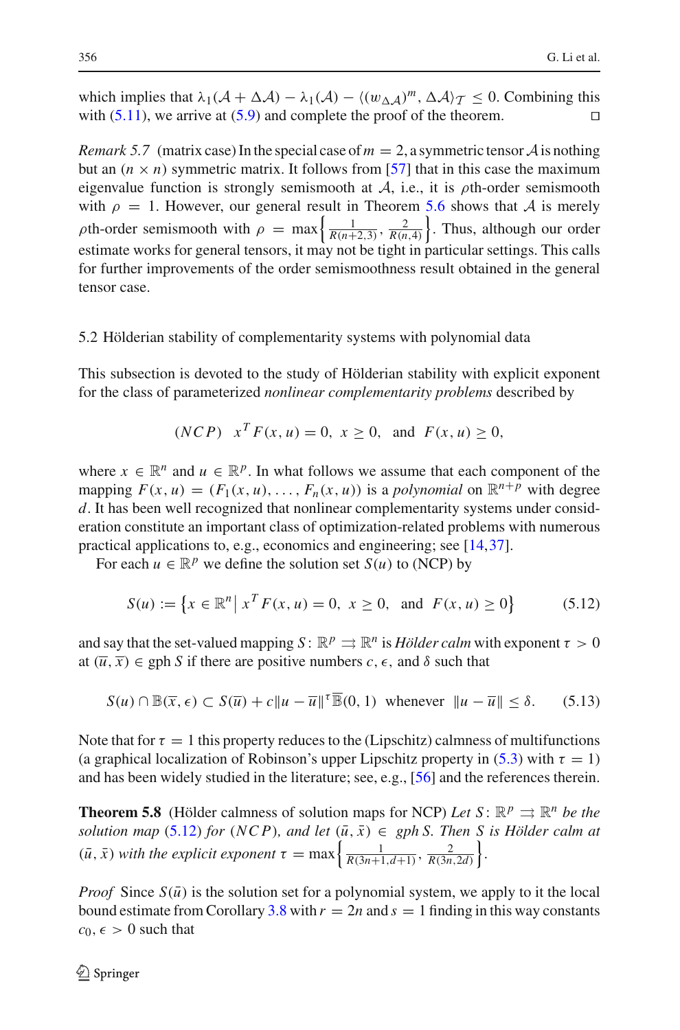which implies that $\lambda_1(\mathcal{A}+\Delta\mathcal{A})-\lambda_1(\mathcal{A})-\langle (w_{\Delta\mathcal{A}})^m, \Delta\mathcal{A}\rangle_{\mathcal{T}} \leq 0$. Combining this with (5.11), we arrive at (5.9) and complete the proof of the theorem. □

*Remark 5.7* (matrix case) In the special case of $m=2$, a symmetric tensor $\mathcal{A}$ is nothing but an $(n \times n)$ symmetric matrix. It follows from [57] that in this case the maximum eigenvalue function is strongly semismooth at $\mathcal{A}$, i.e., it is $\rho$th-order semismooth with $\rho = 1$. However, our general result in Theorem 5.6 shows that $\mathcal{A}$ is merely $\rho$th-order semismooth with $\rho = \max\left\{\frac{1}{R(n+2,3)}, \frac{2}{R(n,4)}\right\}$. Thus, although our order estimate works for general tensors, it may not be tight in particular settings. This calls for further improvements of the order semismoothness result obtained in the general tensor case.

## 5.2 Hölderian stability of complementarity systems with polynomial data

This subsection is devoted to the study of Hölderian stability with explicit exponent for the class of parameterized *nonlinear complementarity problems* described by

$$(NCP) \quad x^T F(x,u) = 0, \ x \geq 0, \ \text{ and } \ F(x,u) \geq 0,$$

where $x \in \mathbb{R}^n$ and $u \in \mathbb{R}^p$. In what follows we assume that each component of the mapping $F(x,u) = (F_1(x,u), \ldots, F_n(x,u))$ is a *polynomial* on $\mathbb{R}^{n+p}$ with degree $d$. It has been well recognized that nonlinear complementarity systems under consideration constitute an important class of optimization-related problems with numerous practical applications to, e.g., economics and engineering; see [14,37].

For each $u \in \mathbb{R}^p$ we define the solution set $S(u)$ to (NCP) by

$$S(u) := \left\{x \in \mathbb{R}^n \,\middle|\, x^T F(x,u) = 0, \ x \geq 0, \ \text{ and } \ F(x,u) \geq 0\right\} \tag{5.12}$$

and say that the set-valued mapping $S\colon \mathbb{R}^p \rightrightarrows \mathbb{R}^n$ is *Hölder calm* with exponent $\tau > 0$ at $(\overline{u}, \overline{x}) \in \text{gph}\, S$ if there are positive numbers $c, \epsilon$, and $\delta$ such that

$$S(u) \cap \mathbb{B}(\overline{x}, \epsilon) \subset S(\overline{u}) + c\|u-\overline{u}\|^{\tau}\overline{\mathbb{B}}(0,1) \ \text{ whenever } \ \|u-\overline{u}\| \leq \delta. \tag{5.13}$$

Note that for $\tau = 1$ this property reduces to the (Lipschitz) calmness of multifunctions (a graphical localization of Robinson's upper Lipschitz property in (5.3) with $\tau = 1$) and has been widely studied in the literature; see, e.g., [56] and the references therein.

**Theorem 5.8** (Hölder calmness of solution maps for NCP) *Let $S\colon \mathbb{R}^p \rightrightarrows \mathbb{R}^n$ be the solution map (5.12) for $(NCP)$, and let $(\bar{u}, \bar{x}) \in$ gph $S$. Then $S$ is Hölder calm at $(\bar{u}, \bar{x})$ with the explicit exponent $\tau = \max\left\{\frac{1}{R(3n+1,d+1)}, \frac{2}{R(3n,2d)}\right\}$.*

*Proof* Since $S(\bar{u})$ is the solution set for a polynomial system, we apply to it the local bound estimate from Corollary 3.8 with $r = 2n$ and $s = 1$ finding in this way constants $c_0, \epsilon > 0$ such that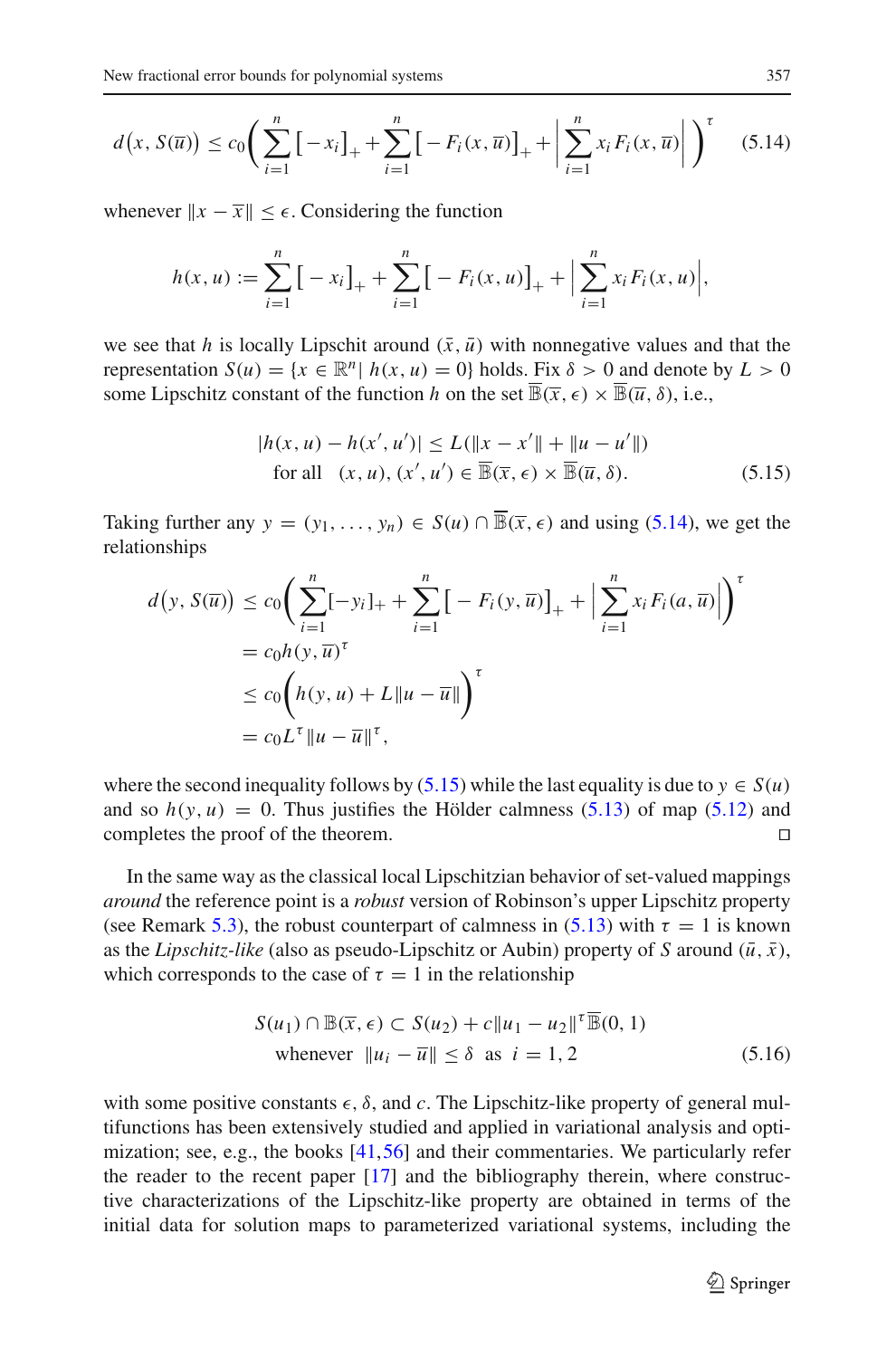$$d\big(x, S(\overline{u})\big) \le c_0 \Bigg( \sum_{i=1}^{n} \big[-x_i\big]_+ + \sum_{i=1}^{n} \big[-F_i(x, \overline{u})\big]_+ + \Big| \sum_{i=1}^{n} x_i F_i(x, \overline{u}) \Big| \Bigg)^{\tau} \tag{5.14}$$

whenever $\|x - \overline{x}\| \le \epsilon$. Considering the function

$$h(x, u) := \sum_{i=1}^{n} \big[-x_i\big]_+ + \sum_{i=1}^{n} \big[-F_i(x, u)\big]_+ + \Big| \sum_{i=1}^{n} x_i F_i(x, u) \Big|,$$

we see that $h$ is locally Lipschit around $(\bar{x}, \bar{u})$ with nonnegative values and that the representation $S(u) = \{x \in \mathbb{R}^n \mid h(x, u) = 0\}$ holds. Fix $\delta > 0$ and denote by $L > 0$ some Lipschitz constant of the function $h$ on the set $\overline{\mathbb{B}}(\overline{x}, \epsilon) \times \overline{\mathbb{B}}(\overline{u}, \delta)$, i.e.,

$$\begin{aligned} &|h(x, u) - h(x', u')| \le L(\|x - x'\| + \|u - u'\|) \\ &\text{for all} \quad (x, u), (x', u') \in \overline{\mathbb{B}}(\overline{x}, \epsilon) \times \overline{\mathbb{B}}(\overline{u}, \delta). \end{aligned} \tag{5.15}$$

Taking further any $y = (y_1, \ldots, y_n) \in S(u) \cap \overline{\mathbb{B}}(\overline{x}, \epsilon)$ and using (5.14), we get the relationships

$$\begin{aligned} d\big(y, S(\overline{u})\big) &\le c_0 \Bigg( \sum_{i=1}^{n} [-y_i]_+ + \sum_{i=1}^{n} \big[-F_i(y, \overline{u})\big]_+ + \Big| \sum_{i=1}^{n} x_i F_i(a, \overline{u}) \Big| \Bigg)^{\tau} \\ &= c_0 h(y, \overline{u})^{\tau} \\ &\le c_0 \Big( h(y, u) + L\|u - \overline{u}\| \Big)^{\tau} \\ &= c_0 L^{\tau} \|u - \overline{u}\|^{\tau}, \end{aligned}$$

where the second inequality follows by (5.15) while the last equality is due to $y \in S(u)$ and so $h(y, u) = 0$. Thus justifies the Hölder calmness (5.13) of map (5.12) and completes the proof of the theorem. □

In the same way as the classical local Lipschitzian behavior of set-valued mappings *around* the reference point is a *robust* version of Robinson's upper Lipschitz property (see Remark 5.3), the robust counterpart of calmness in (5.13) with $\tau = 1$ is known as the *Lipschitz-like* (also as pseudo-Lipschitz or Aubin) property of $S$ around $(\bar{u}, \bar{x})$, which corresponds to the case of $\tau = 1$ in the relationship

$$\begin{aligned} &S(u_1) \cap \mathbb{B}(\overline{x}, \epsilon) \subset S(u_2) + c\|u_1 - u_2\|^{\tau} \overline{\mathbb{B}}(0, 1) \\ &\text{whenever} \quad \|u_i - \overline{u}\| \le \delta \quad \text{as} \quad i = 1, 2 \end{aligned} \tag{5.16}$$

with some positive constants $\epsilon$, $\delta$, and $c$. The Lipschitz-like property of general multifunctions has been extensively studied and applied in variational analysis and optimization; see, e.g., the books [41,56] and their commentaries. We particularly refer the reader to the recent paper [17] and the bibliography therein, where constructive characterizations of the Lipschitz-like property are obtained in terms of the initial data for solution maps to parameterized variational systems, including the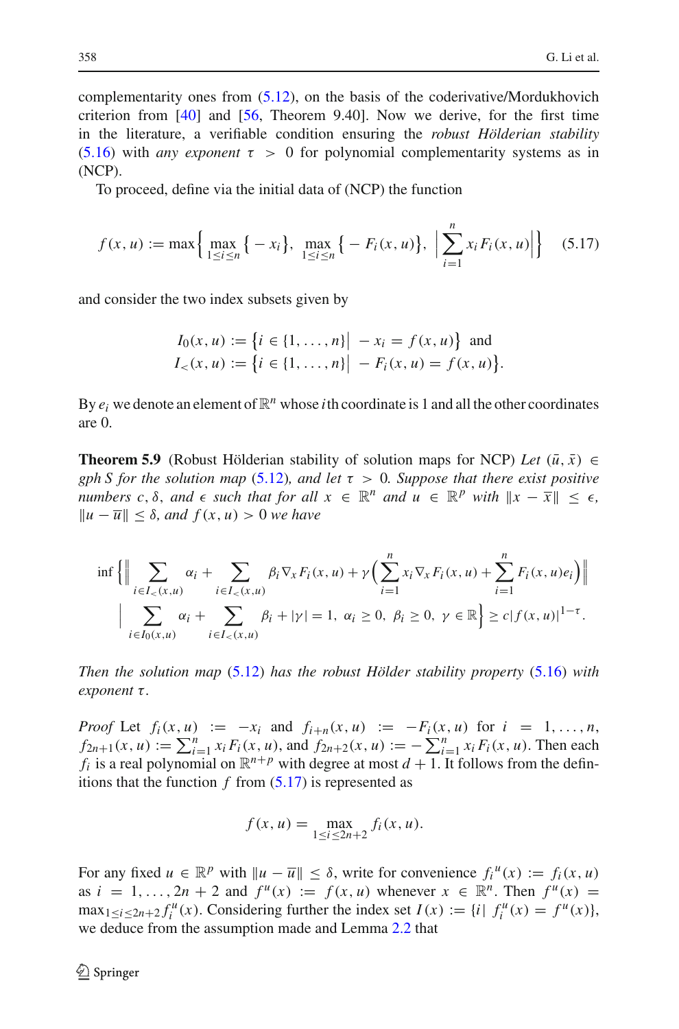complementarity ones from (5.12), on the basis of the coderivative/Mordukhovich criterion from [40] and [56, Theorem 9.40]. Now we derive, for the first time in the literature, a verifiable condition ensuring the *robust Hölderian stability* (5.16) with *any exponent* $\tau > 0$ for polynomial complementarity systems as in (NCP).

To proceed, define via the initial data of (NCP) the function

$$f(x,u) := \max\Big\{ \max_{1\le i\le n} \{-x_i\},\ \max_{1\le i\le n} \{-F_i(x,u)\},\ \Big|\sum_{i=1}^n x_i F_i(x,u)\Big|\Big\} \tag{5.17}$$

and consider the two index subsets given by

$$I_0(x,u) := \Big\{ i \in \{1,\ldots,n\} \Big| -x_i = f(x,u)\Big\} \ \text{ and }$$
$$I_<(x,u) := \Big\{ i \in \{1,\ldots,n\} \Big| -F_i(x,u) = f(x,u)\Big\}.$$

By $e_i$ we denote an element of $\mathbb{R}^n$ whose $i$th coordinate is 1 and all the other coordinates are 0.

**Theorem 5.9** (Robust Hölderian stability of solution maps for NCP) *Let* $(\bar{u}, \bar{x}) \in$ *gph* $S$ *for the solution map* (5.12)*, and let* $\tau > 0$*. Suppose that there exist positive numbers* $c, \delta,$ *and* $\epsilon$ *such that for all* $x \in \mathbb{R}^n$ *and* $u \in \mathbb{R}^p$ *with* $\|x - \bar{x}\| \le \epsilon$*,* $\|u - \bar{u}\| \le \delta$*, and* $f(x,u) > 0$ *we have*

$$\inf\Big\{\Big\| \sum_{i\in I_<(x,u)} \alpha_i + \sum_{i\in I_<(x,u)} \beta_i \nabla_x F_i(x,u) + \gamma\Big(\sum_{i=1}^n x_i \nabla_x F_i(x,u) + \sum_{i=1}^n F_i(x,u) e_i\Big)\Big\|$$
$$\Big| \sum_{i\in I_0(x,u)} \alpha_i + \sum_{i\in I_<(x,u)} \beta_i + |\gamma| = 1,\ \alpha_i \ge 0,\ \beta_i \ge 0,\ \gamma \in \mathbb{R}\Big\} \ge c|f(x,u)|^{1-\tau}.$$

*Then the solution map* (5.12) *has the robust Hölder stability property* (5.16) *with exponent* $\tau$.

*Proof* Let $f_i(x,u) := -x_i$ and $f_{i+n}(x,u) := -F_i(x,u)$ for $i = 1,\ldots,n$, $f_{2n+1}(x,u) := \sum_{i=1}^n x_i F_i(x,u)$, and $f_{2n+2}(x,u) := -\sum_{i=1}^n x_i F_i(x,u)$. Then each $f_i$ is a real polynomial on $\mathbb{R}^{n+p}$ with degree at most $d+1$. It follows from the definitions that the function $f$ from (5.17) is represented as

$$f(x,u) = \max_{1\le i\le 2n+2} f_i(x,u).$$

For any fixed $u \in \mathbb{R}^p$ with $\|u - \bar{u}\| \le \delta$, write for convenience $f_i{}^u(x) := f_i(x,u)$ as $i = 1,\ldots,2n+2$ and $f^u(x) := f(x,u)$ whenever $x \in \mathbb{R}^n$. Then $f^u(x) = \max_{1\le i\le 2n+2} f_i^u(x)$. Considering further the index set $I(x) := \{i |\ f_i^u(x) = f^u(x)\}$, we deduce from the assumption made and Lemma 2.2 that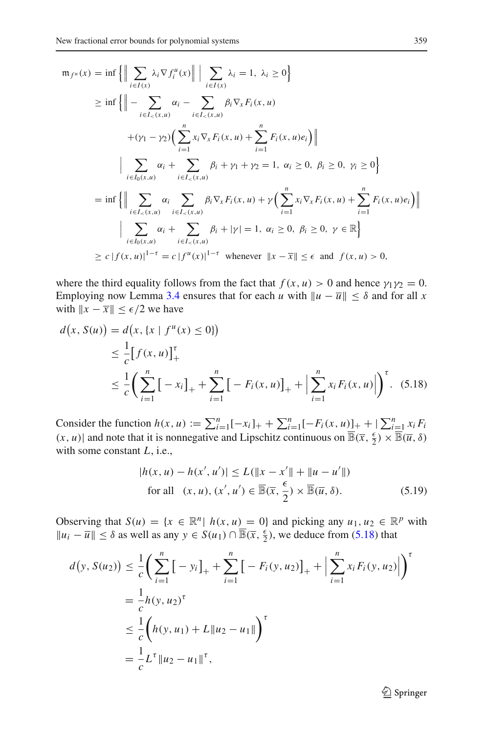$$
\begin{aligned}
\mathfrak{m}_{f^u}(x) &= \inf\Big\{\Big\|\sum_{i\in I(x)}\lambda_i\nabla f_i^u(x)\Big\|\ \Big|\ \sum_{i\in I(x)}\lambda_i=1,\ \lambda_i\ge 0\Big\}\\
&\ge \inf\Big\{\Big\|-\sum_{i\in I_<(x,u)}\alpha_i-\sum_{i\in I_<(x,u)}\beta_i\nabla_x F_i(x,u)\\
&\qquad +(\gamma_1-\gamma_2)\Big(\sum_{i=1}^n x_i\nabla_x F_i(x,u)+\sum_{i=1}^n F_i(x,u)e_i\Big)\Big\|\\
&\qquad \Big|\ \sum_{i\in I_0(x,u)}\alpha_i+\sum_{i\in I_<(x,u)}\beta_i+\gamma_1+\gamma_2=1,\ \alpha_i\ge 0,\ \beta_i\ge 0,\ \gamma_i\ge 0\Big\}\\
&= \inf\Big\{\Big\|\sum_{i\in I_<(x,u)}\alpha_i\sum_{i\in I_<(x,u)}\beta_i\nabla_x F_i(x,u)+\gamma\Big(\sum_{i=1}^n x_i\nabla_x F_i(x,u)+\sum_{i=1}^n F_i(x,u)e_i\Big)\Big\|\\
&\qquad \Big|\ \sum_{i\in I_0(x,u)}\alpha_i+\sum_{i\in I_<(x,u)}\beta_i+|\gamma|=1,\ \alpha_i\ge 0,\ \beta_i\ge 0,\ \gamma\in\mathbb{R}\Big\}\\
&\ge c\,|f(x,u)|^{1-\tau}=c\,|f^u(x)|^{1-\tau}\ \text{ whenever }\ \|x-\overline{x}\|\le\epsilon\ \text{ and }\ f(x,u)>0,
\end{aligned}
$$

where the third equality follows from the fact that $f(x,u)>0$ and hence $\gamma_1\gamma_2=0$. Employing now Lemma 3.4 ensures that for each $u$ with $\|u-\overline{u}\|\le\delta$ and for all $x$ with $\|x-\overline{x}\|\le\epsilon/2$ we have

$$
\begin{aligned}
d\big(x,S(u)\big) &= d\big(x,\{x\mid f^u(x)\le 0\}\big)\\
&\le \frac{1}{c}\big[f(x,u)\big]_+^\tau\\
&\le \frac{1}{c}\bigg(\sum_{i=1}^n\big[-x_i\big]_+ +\sum_{i=1}^n\big[-F_i(x,u)\big]_+ +\Big|\sum_{i=1}^n x_iF_i(x,u)\Big|\bigg)^\tau. \quad (5.18)
\end{aligned}
$$

Consider the function $h(x,u):=\sum_{i=1}^n[-x_i]_+ +\sum_{i=1}^n[-F_i(x,u)]_+ +|\sum_{i=1}^n x_iF_i(x,u)|$ and note that it is nonnegative and Lipschitz continuous on $\overline{\mathbb{B}}(\overline{x},\frac{\epsilon}{2})\times\overline{\mathbb{B}}(\overline{u},\delta)$ with some constant $L$, i.e.,

$$
\begin{aligned}
&|h(x,u)-h(x',u')|\le L(\|x-x'\|+\|u-u'\|)\\
&\text{for all}\quad (x,u),(x',u')\in\overline{\mathbb{B}}(\overline{x},\frac{\epsilon}{2})\times\overline{\mathbb{B}}(\overline{u},\delta). \quad (5.19)
\end{aligned}
$$

Observing that $S(u)=\{x\in\mathbb{R}^n|\ h(x,u)=0\}$ and picking any $u_1,u_2\in\mathbb{R}^p$ with $\|u_i-\overline{u}\|\le\delta$ as well as any $y\in S(u_1)\cap\overline{\mathbb{B}}(\overline{x},\frac{\epsilon}{2})$, we deduce from (5.18) that

$$
\begin{aligned}
d\big(y,S(u_2)\big) &\le \frac{1}{c}\bigg(\sum_{i=1}^n\big[-y_i\big]_+ +\sum_{i=1}^n\big[-F_i(y,u_2)\big]_+ +\Big|\sum_{i=1}^n x_iF_i(y,u_2)\Big|\bigg)^\tau\\
&= \frac{1}{c}h(y,u_2)^\tau\\
&\le \frac{1}{c}\bigg(h(y,u_1)+L\|u_2-u_1\|\bigg)^\tau\\
&= \frac{1}{c}L^\tau\|u_2-u_1\|^\tau,
\end{aligned}
$$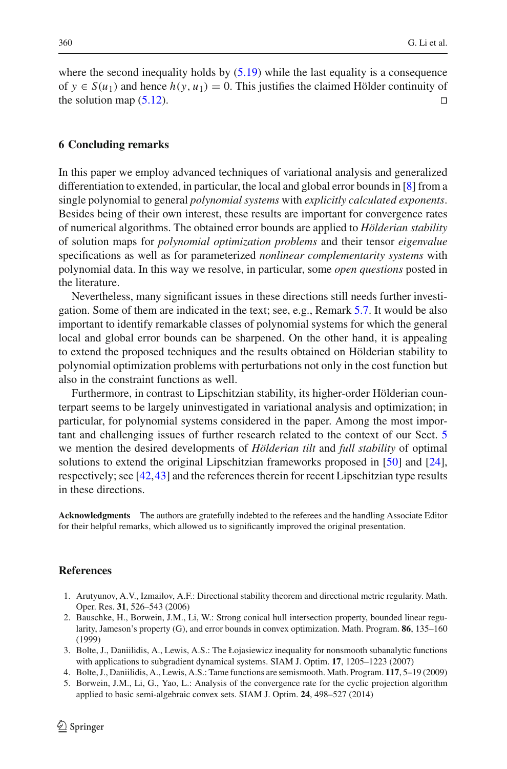where the second inequality holds by (5.19) while the last equality is a consequence of $y \in S(u_1)$ and hence $h(y, u_1) = 0$. This justifies the claimed Hölder continuity of the solution map (5.12). □

## 6 Concluding remarks

In this paper we employ advanced techniques of variational analysis and generalized differentiation to extended, in particular, the local and global error bounds in [8] from a single polynomial to general *polynomial systems* with *explicitly calculated exponents*. Besides being of their own interest, these results are important for convergence rates of numerical algorithms. The obtained error bounds are applied to *Hölderian stability* of solution maps for *polynomial optimization problems* and their tensor *eigenvalue* specifications as well as for parameterized *nonlinear complementarity systems* with polynomial data. In this way we resolve, in particular, some *open questions* posted in the literature.

Nevertheless, many significant issues in these directions still needs further investigation. Some of them are indicated in the text; see, e.g., Remark 5.7. It would be also important to identify remarkable classes of polynomial systems for which the general local and global error bounds can be sharpened. On the other hand, it is appealing to extend the proposed techniques and the results obtained on Hölderian stability to polynomial optimization problems with perturbations not only in the cost function but also in the constraint functions as well.

Furthermore, in contrast to Lipschitzian stability, its higher-order Hölderian counterpart seems to be largely uninvestigated in variational analysis and optimization; in particular, for polynomial systems considered in the paper. Among the most important and challenging issues of further research related to the context of our Sect. 5 we mention the desired developments of *Hölderian tilt* and *full stability* of optimal solutions to extend the original Lipschitzian frameworks proposed in [50] and [24], respectively; see [42,43] and the references therein for recent Lipschitzian type results in these directions.

**Acknowledgments** The authors are gratefully indebted to the referees and the handling Associate Editor for their helpful remarks, which allowed us to significantly improved the original presentation.

## References

1. Arutyunov, A.V., Izmailov, A.F.: Directional stability theorem and directional metric regularity. Math. Oper. Res. **31**, 526–543 (2006)
2. Bauschke, H., Borwein, J.M., Li, W.: Strong conical hull intersection property, bounded linear regularity, Jameson's property (G), and error bounds in convex optimization. Math. Program. **86**, 135–160 (1999)
3. Bolte, J., Daniilidis, A., Lewis, A.S.: The Łojasiewicz inequality for nonsmooth subanalytic functions with applications to subgradient dynamical systems. SIAM J. Optim. **17**, 1205–1223 (2007)
4. Bolte, J., Daniilidis, A., Lewis, A.S.: Tame functions are semismooth. Math. Program. **117**, 5–19 (2009)
5. Borwein, J.M., Li, G., Yao, L.: Analysis of the convergence rate for the cyclic projection algorithm applied to basic semi-algebraic convex sets. SIAM J. Optim. **24**, 498–527 (2014)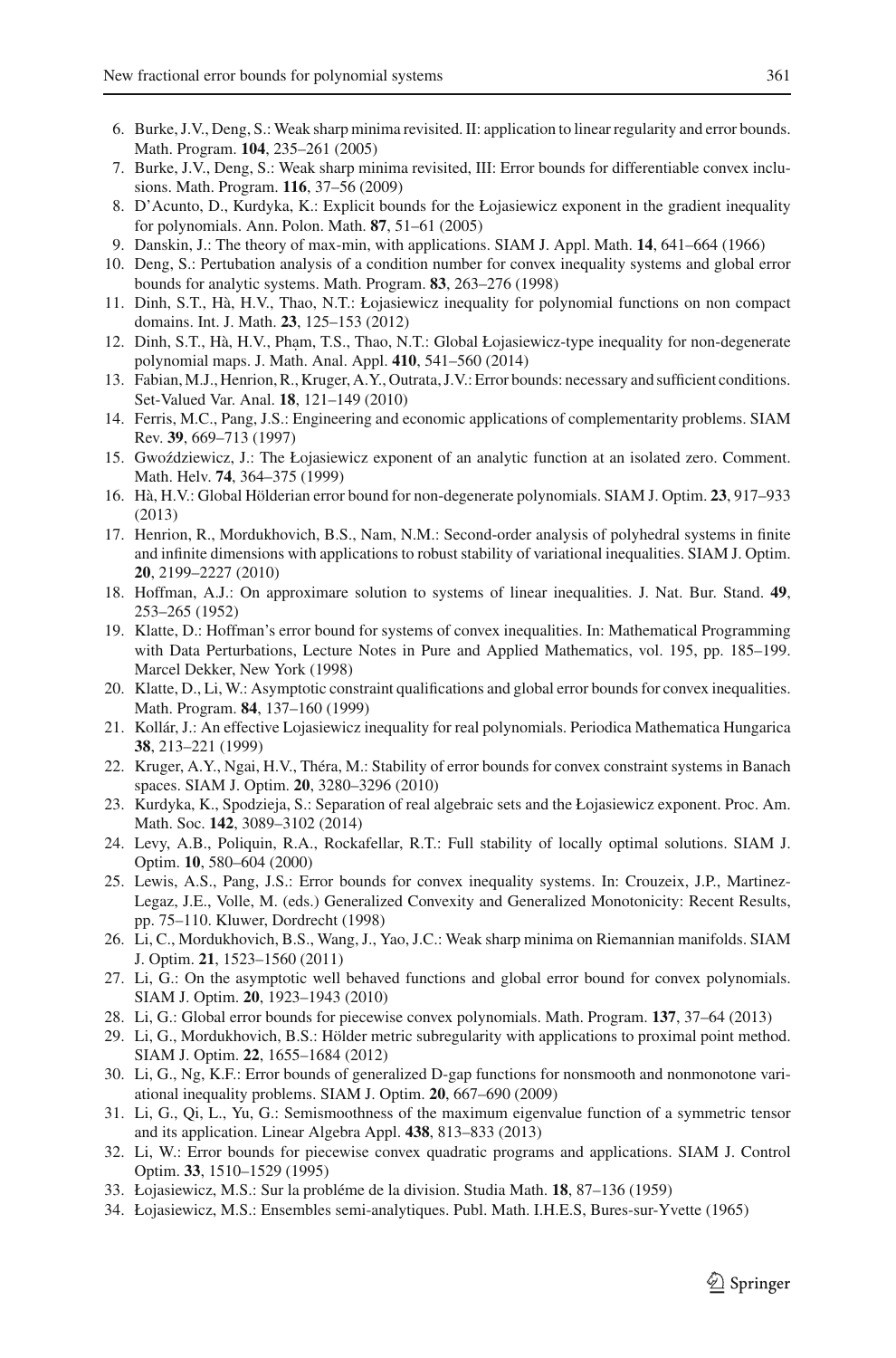6. Burke, J.V., Deng, S.: Weak sharp minima revisited. II: application to linear regularity and error bounds. Math. Program. **104**, 235–261 (2005)
7. Burke, J.V., Deng, S.: Weak sharp minima revisited, III: Error bounds for differentiable convex inclusions. Math. Program. **116**, 37–56 (2009)
8. D'Acunto, D., Kurdyka, K.: Explicit bounds for the Łojasiewicz exponent in the gradient inequality for polynomials. Ann. Polon. Math. **87**, 51–61 (2005)
9. Danskin, J.: The theory of max-min, with applications. SIAM J. Appl. Math. **14**, 641–664 (1966)
10. Deng, S.: Pertubation analysis of a condition number for convex inequality systems and global error bounds for analytic systems. Math. Program. **83**, 263–276 (1998)
11. Dinh, S.T., Hà, H.V., Thao, N.T.: Łojasiewicz inequality for polynomial functions on non compact domains. Int. J. Math. **23**, 125–153 (2012)
12. Dinh, S.T., Hà, H.V., Phạm, T.S., Thao, N.T.: Global Łojasiewicz-type inequality for non-degenerate polynomial maps. J. Math. Anal. Appl. **410**, 541–560 (2014)
13. Fabian, M.J., Henrion, R., Kruger, A.Y., Outrata, J.V.: Error bounds: necessary and sufficient conditions. Set-Valued Var. Anal. **18**, 121–149 (2010)
14. Ferris, M.C., Pang, J.S.: Engineering and economic applications of complementarity problems. SIAM Rev. **39**, 669–713 (1997)
15. Gwoździewicz, J.: The Łojasiewicz exponent of an analytic function at an isolated zero. Comment. Math. Helv. **74**, 364–375 (1999)
16. Hà, H.V.: Global Hölderian error bound for non-degenerate polynomials. SIAM J. Optim. **23**, 917–933 (2013)
17. Henrion, R., Mordukhovich, B.S., Nam, N.M.: Second-order analysis of polyhedral systems in finite and infinite dimensions with applications to robust stability of variational inequalities. SIAM J. Optim. **20**, 2199–2227 (2010)
18. Hoffman, A.J.: On approximare solution to systems of linear inequalities. J. Nat. Bur. Stand. **49**, 253–265 (1952)
19. Klatte, D.: Hoffman's error bound for systems of convex inequalities. In: Mathematical Programming with Data Perturbations, Lecture Notes in Pure and Applied Mathematics, vol. 195, pp. 185–199. Marcel Dekker, New York (1998)
20. Klatte, D., Li, W.: Asymptotic constraint qualifications and global error bounds for convex inequalities. Math. Program. **84**, 137–160 (1999)
21. Kollár, J.: An effective Lojasiewicz inequality for real polynomials. Periodica Mathematica Hungarica **38**, 213–221 (1999)
22. Kruger, A.Y., Ngai, H.V., Théra, M.: Stability of error bounds for convex constraint systems in Banach spaces. SIAM J. Optim. **20**, 3280–3296 (2010)
23. Kurdyka, K., Spodzieja, S.: Separation of real algebraic sets and the Łojasiewicz exponent. Proc. Am. Math. Soc. **142**, 3089–3102 (2014)
24. Levy, A.B., Poliquin, R.A., Rockafellar, R.T.: Full stability of locally optimal solutions. SIAM J. Optim. **10**, 580–604 (2000)
25. Lewis, A.S., Pang, J.S.: Error bounds for convex inequality systems. In: Crouzeix, J.P., Martinez-Legaz, J.E., Volle, M. (eds.) Generalized Convexity and Generalized Monotonicity: Recent Results, pp. 75–110. Kluwer, Dordrecht (1998)
26. Li, C., Mordukhovich, B.S., Wang, J., Yao, J.C.: Weak sharp minima on Riemannian manifolds. SIAM J. Optim. **21**, 1523–1560 (2011)
27. Li, G.: On the asymptotic well behaved functions and global error bound for convex polynomials. SIAM J. Optim. **20**, 1923–1943 (2010)
28. Li, G.: Global error bounds for piecewise convex polynomials. Math. Program. **137**, 37–64 (2013)
29. Li, G., Mordukhovich, B.S.: Hölder metric subregularity with applications to proximal point method. SIAM J. Optim. **22**, 1655–1684 (2012)
30. Li, G., Ng, K.F.: Error bounds of generalized D-gap functions for nonsmooth and nonmonotone variational inequality problems. SIAM J. Optim. **20**, 667–690 (2009)
31. Li, G., Qi, L., Yu, G.: Semismoothness of the maximum eigenvalue function of a symmetric tensor and its application. Linear Algebra Appl. **438**, 813–833 (2013)
32. Li, W.: Error bounds for piecewise convex quadratic programs and applications. SIAM J. Control Optim. **33**, 1510–1529 (1995)
33. Łojasiewicz, M.S.: Sur la probléme de la division. Studia Math. **18**, 87–136 (1959)
34. Łojasiewicz, M.S.: Ensembles semi-analytiques. Publ. Math. I.H.E.S, Bures-sur-Yvette (1965)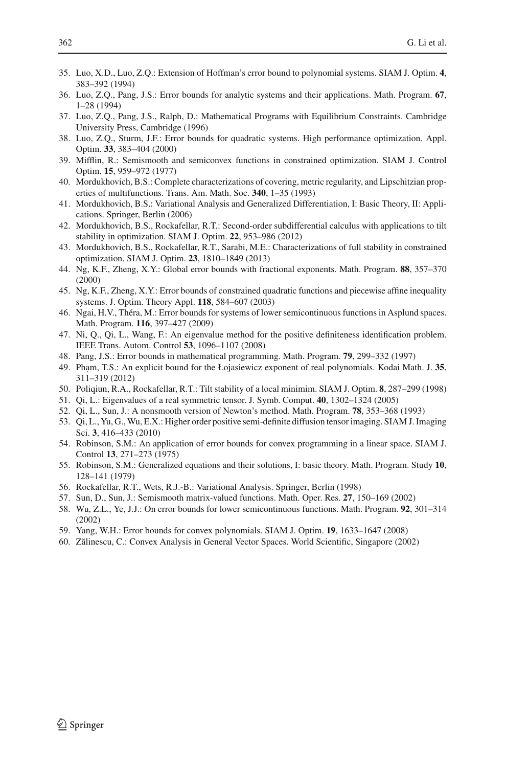35. Luo, X.D., Luo, Z.Q.: Extension of Hoffman's error bound to polynomial systems. SIAM J. Optim. **4**, 383–392 (1994)
36. Luo, Z.Q., Pang, J.S.: Error bounds for analytic systems and their applications. Math. Program. **67**, 1–28 (1994)
37. Luo, Z.Q., Pang, J.S., Ralph, D.: Mathematical Programs with Equilibrium Constraints. Cambridge University Press, Cambridge (1996)
38. Luo, Z.Q., Sturm, J.F.: Error bounds for quadratic systems. High performance optimization. Appl. Optim. **33**, 383–404 (2000)
39. Mifflin, R.: Semismooth and semiconvex functions in constrained optimization. SIAM J. Control Optim. **15**, 959–972 (1977)
40. Mordukhovich, B.S.: Complete characterizations of covering, metric regularity, and Lipschitzian properties of multifunctions. Trans. Am. Math. Soc. **340**, 1–35 (1993)
41. Mordukhovich, B.S.: Variational Analysis and Generalized Differentiation, I: Basic Theory, II: Applications. Springer, Berlin (2006)
42. Mordukhovich, B.S., Rockafellar, R.T.: Second-order subdifferential calculus with applications to tilt stability in optimization. SIAM J. Optim. **22**, 953–986 (2012)
43. Mordukhovich, B.S., Rockafellar, R.T., Sarabi, M.E.: Characterizations of full stability in constrained optimization. SIAM J. Optim. **23**, 1810–1849 (2013)
44. Ng, K.F., Zheng, X.Y.: Global error bounds with fractional exponents. Math. Program. **88**, 357–370 (2000)
45. Ng, K.F., Zheng, X.Y.: Error bounds of constrained quadratic functions and piecewise affine inequality systems. J. Optim. Theory Appl. **118**, 584–607 (2003)
46. Ngai, H.V., Théra, M.: Error bounds for systems of lower semicontinuous functions in Asplund spaces. Math. Program. **116**, 397–427 (2009)
47. Ni, Q., Qi, L., Wang, F.: An eigenvalue method for the positive definiteness identification problem. IEEE Trans. Autom. Control **53**, 1096–1107 (2008)
48. Pang, J.S.: Error bounds in mathematical programming. Math. Program. **79**, 299–332 (1997)
49. Phạm, T.S.: An explicit bound for the Łojasiewicz exponent of real polynomials. Kodai Math. J. **35**, 311–319 (2012)
50. Poliqiun, R.A., Rockafellar, R.T.: Tilt stability of a local minimim. SIAM J. Optim. **8**, 287–299 (1998)
51. Qi, L.: Eigenvalues of a real symmetric tensor. J. Symb. Comput. **40**, 1302–1324 (2005)
52. Qi, L., Sun, J.: A nonsmooth version of Newton's method. Math. Program. **78**, 353–368 (1993)
53. Qi, L., Yu, G., Wu, E.X.: Higher order positive semi-definite diffusion tensor imaging. SIAM J. Imaging Sci. **3**, 416–433 (2010)
54. Robinson, S.M.: An application of error bounds for convex programming in a linear space. SIAM J. Control **13**, 271–273 (1975)
55. Robinson, S.M.: Generalized equations and their solutions, I: basic theory. Math. Program. Study **10**, 128–141 (1979)
56. Rockafellar, R.T., Wets, R.J.-B.: Variational Analysis. Springer, Berlin (1998)
57. Sun, D., Sun, J.: Semismooth matrix-valued functions. Math. Oper. Res. **27**, 150–169 (2002)
58. Wu, Z.L., Ye, J.J.: On error bounds for lower semicontinuous functions. Math. Program. **92**, 301–314 (2002)
59. Yang, W.H.: Error bounds for convex polynomials. SIAM J. Optim. **19**, 1633–1647 (2008)
60. Zălinescu, C.: Convex Analysis in General Vector Spaces. World Scientific, Singapore (2002)